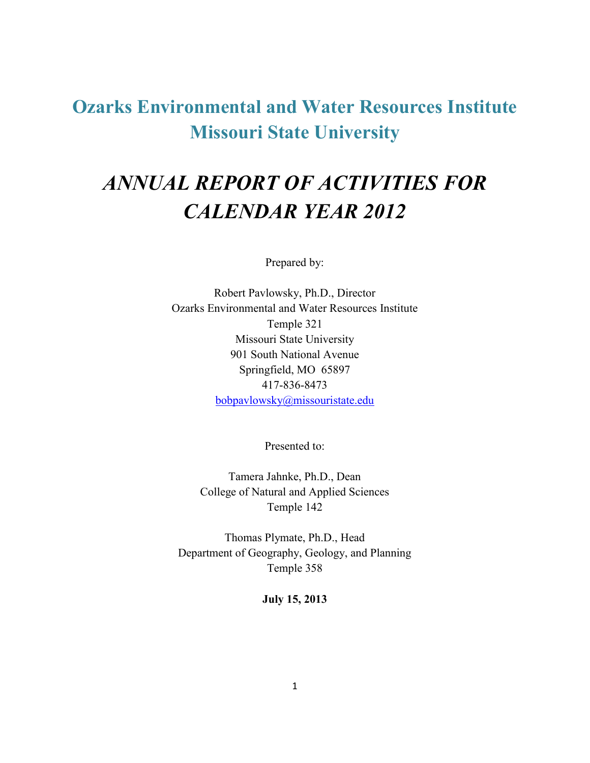# Ozarks Environmental and Water Resources Institute
# Missouri State University

# *ANNUAL REPORT OF ACTIVITIES FOR CALENDAR YEAR 2012*

Prepared by:

Robert Pavlowsky, Ph.D., Director
Ozarks Environmental and Water Resources Institute
Temple 321
Missouri State University
901 South National Avenue
Springfield, MO 65897
417-836-8473
bobpavlowsky@missouristate.edu

Presented to:

Tamera Jahnke, Ph.D., Dean
College of Natural and Applied Sciences
Temple 142

Thomas Plymate, Ph.D., Head
Department of Geography, Geology, and Planning
Temple 358

**July 15, 2013**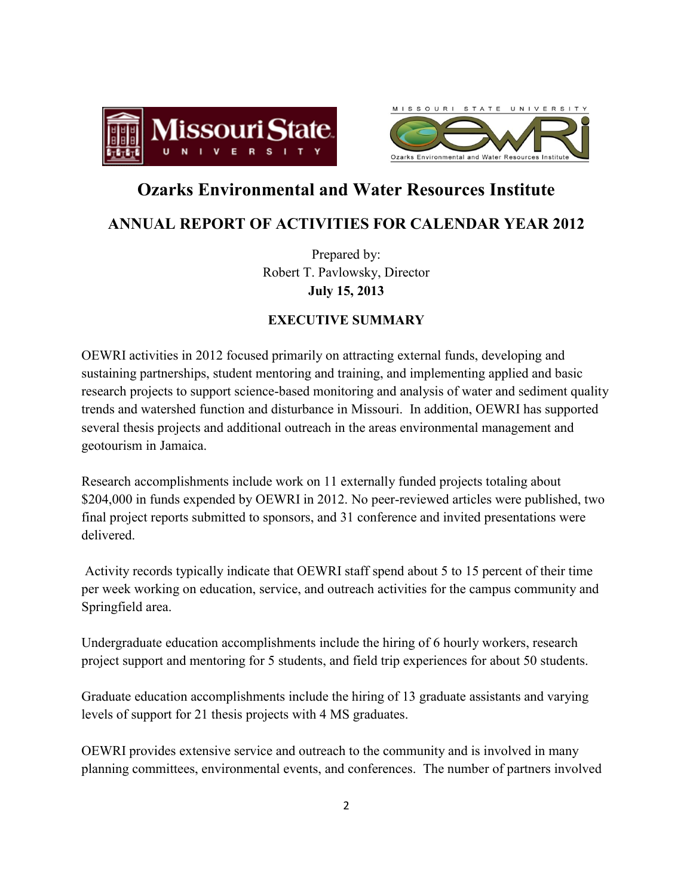# Ozarks Environmental and Water Resources Institute

## ANNUAL REPORT OF ACTIVITIES FOR CALENDAR YEAR 2012

Prepared by:
Robert T. Pavlowsky, Director
**July 15, 2013**

### EXECUTIVE SUMMARY

OEWRI activities in 2012 focused primarily on attracting external funds, developing and sustaining partnerships, student mentoring and training, and implementing applied and basic research projects to support science-based monitoring and analysis of water and sediment quality trends and watershed function and disturbance in Missouri. In addition, OEWRI has supported several thesis projects and additional outreach in the areas environmental management and geotourism in Jamaica.

Research accomplishments include work on 11 externally funded projects totaling about $204,000 in funds expended by OEWRI in 2012. No peer-reviewed articles were published, two final project reports submitted to sponsors, and 31 conference and invited presentations were delivered.

Activity records typically indicate that OEWRI staff spend about 5 to 15 percent of their time per week working on education, service, and outreach activities for the campus community and Springfield area.

Undergraduate education accomplishments include the hiring of 6 hourly workers, research project support and mentoring for 5 students, and field trip experiences for about 50 students.

Graduate education accomplishments include the hiring of 13 graduate assistants and varying levels of support for 21 thesis projects with 4 MS graduates.

OEWRI provides extensive service and outreach to the community and is involved in many planning committees, environmental events, and conferences. The number of partners involved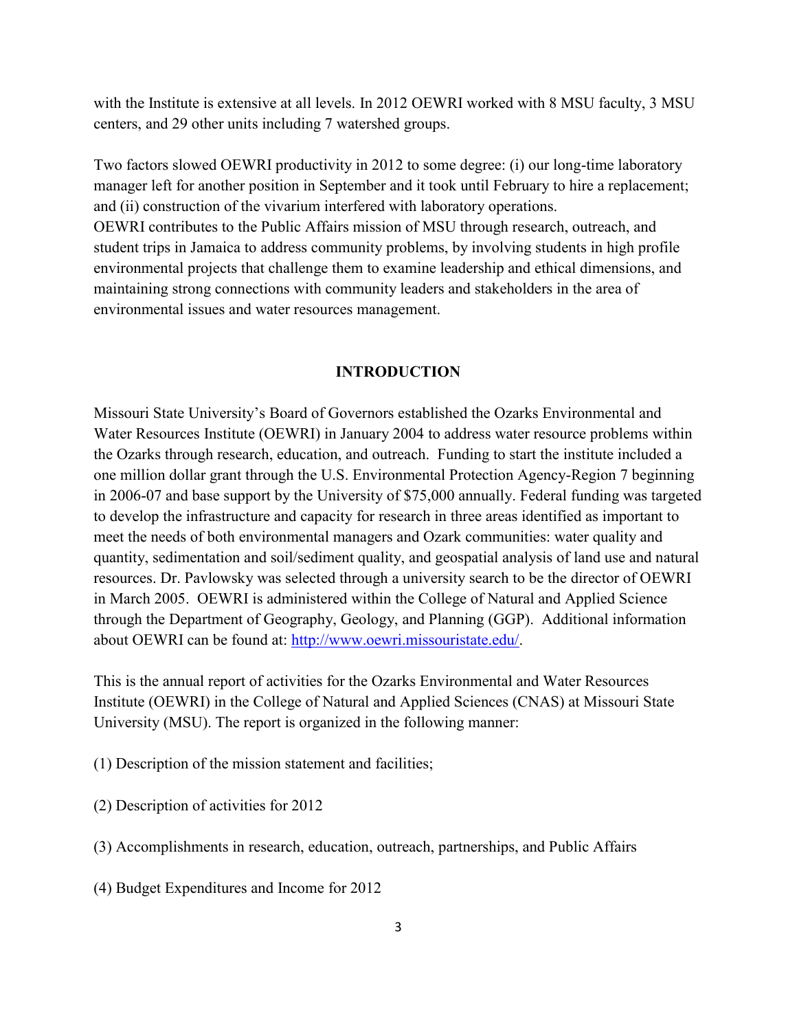with the Institute is extensive at all levels. In 2012 OEWRI worked with 8 MSU faculty, 3 MSU centers, and 29 other units including 7 watershed groups.

Two factors slowed OEWRI productivity in 2012 to some degree: (i) our long-time laboratory manager left for another position in September and it took until February to hire a replacement; and (ii) construction of the vivarium interfered with laboratory operations.
OEWRI contributes to the Public Affairs mission of MSU through research, outreach, and student trips in Jamaica to address community problems, by involving students in high profile environmental projects that challenge them to examine leadership and ethical dimensions, and maintaining strong connections with community leaders and stakeholders in the area of environmental issues and water resources management.

## INTRODUCTION

Missouri State University's Board of Governors established the Ozarks Environmental and Water Resources Institute (OEWRI) in January 2004 to address water resource problems within the Ozarks through research, education, and outreach. Funding to start the institute included a one million dollar grant through the U.S. Environmental Protection Agency-Region 7 beginning in 2006-07 and base support by the University of $75,000 annually. Federal funding was targeted to develop the infrastructure and capacity for research in three areas identified as important to meet the needs of both environmental managers and Ozark communities: water quality and quantity, sedimentation and soil/sediment quality, and geospatial analysis of land use and natural resources. Dr. Pavlowsky was selected through a university search to be the director of OEWRI in March 2005. OEWRI is administered within the College of Natural and Applied Science through the Department of Geography, Geology, and Planning (GGP). Additional information about OEWRI can be found at: http://www.oewri.missouristate.edu/.

This is the annual report of activities for the Ozarks Environmental and Water Resources Institute (OEWRI) in the College of Natural and Applied Sciences (CNAS) at Missouri State University (MSU). The report is organized in the following manner:

(1) Description of the mission statement and facilities;

(2) Description of activities for 2012

(3) Accomplishments in research, education, outreach, partnerships, and Public Affairs

(4) Budget Expenditures and Income for 2012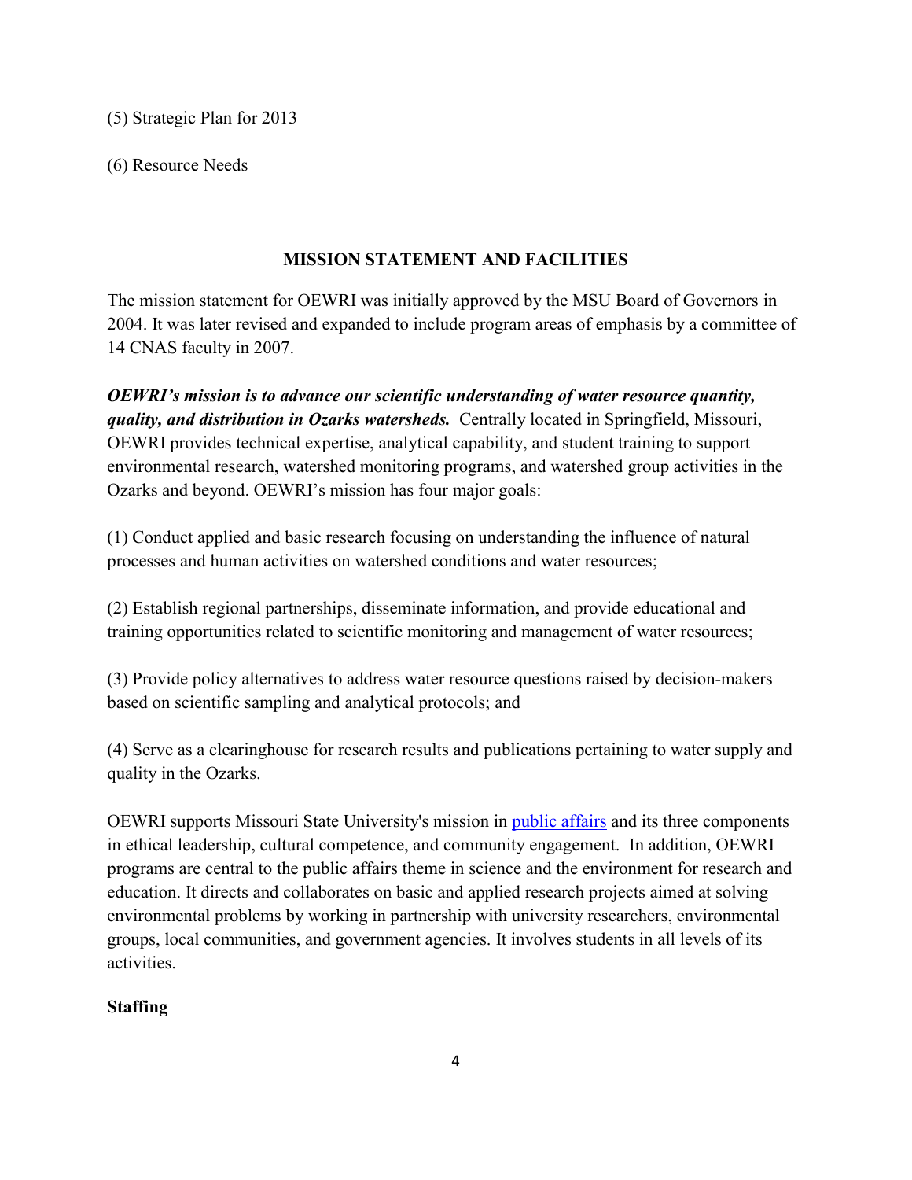(5) Strategic Plan for 2013

(6) Resource Needs

## MISSION STATEMENT AND FACILITIES

The mission statement for OEWRI was initially approved by the MSU Board of Governors in 2004. It was later revised and expanded to include program areas of emphasis by a committee of 14 CNAS faculty in 2007.

***OEWRI's mission is to advance our scientific understanding of water resource quantity, quality, and distribution in Ozarks watersheds.*** Centrally located in Springfield, Missouri, OEWRI provides technical expertise, analytical capability, and student training to support environmental research, watershed monitoring programs, and watershed group activities in the Ozarks and beyond. OEWRI's mission has four major goals:

(1) Conduct applied and basic research focusing on understanding the influence of natural processes and human activities on watershed conditions and water resources;

(2) Establish regional partnerships, disseminate information, and provide educational and training opportunities related to scientific monitoring and management of water resources;

(3) Provide policy alternatives to address water resource questions raised by decision-makers based on scientific sampling and analytical protocols; and

(4) Serve as a clearinghouse for research results and publications pertaining to water supply and quality in the Ozarks.

OEWRI supports Missouri State University's mission in public affairs and its three components in ethical leadership, cultural competence, and community engagement. In addition, OEWRI programs are central to the public affairs theme in science and the environment for research and education. It directs and collaborates on basic and applied research projects aimed at solving environmental problems by working in partnership with university researchers, environmental groups, local communities, and government agencies. It involves students in all levels of its activities.

### Staffing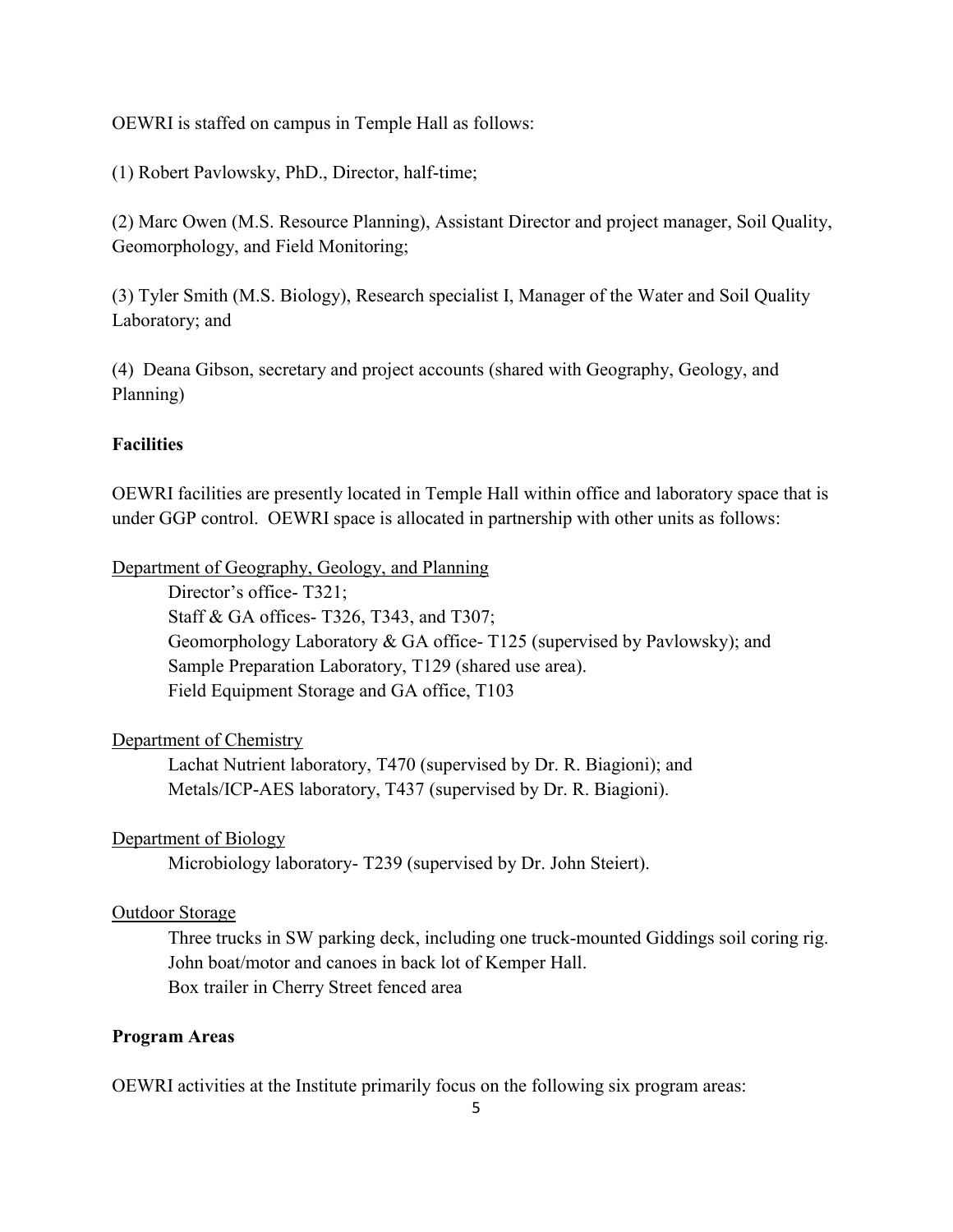OEWRI is staffed on campus in Temple Hall as follows:

(1) Robert Pavlowsky, PhD., Director, half-time;

(2) Marc Owen (M.S. Resource Planning), Assistant Director and project manager, Soil Quality, Geomorphology, and Field Monitoring;

(3) Tyler Smith (M.S. Biology), Research specialist I, Manager of the Water and Soil Quality Laboratory; and

(4) Deana Gibson, secretary and project accounts (shared with Geography, Geology, and Planning)

**Facilities**

OEWRI facilities are presently located in Temple Hall within office and laboratory space that is under GGP control. OEWRI space is allocated in partnership with other units as follows:

Department of Geography, Geology, and Planning

Director's office- T321;
Staff & GA offices- T326, T343, and T307;
Geomorphology Laboratory & GA office- T125 (supervised by Pavlowsky); and
Sample Preparation Laboratory, T129 (shared use area).
Field Equipment Storage and GA office, T103

Department of Chemistry

Lachat Nutrient laboratory, T470 (supervised by Dr. R. Biagioni); and
Metals/ICP-AES laboratory, T437 (supervised by Dr. R. Biagioni).

Department of Biology

Microbiology laboratory- T239 (supervised by Dr. John Steiert).

Outdoor Storage

Three trucks in SW parking deck, including one truck-mounted Giddings soil coring rig.
John boat/motor and canoes in back lot of Kemper Hall.
Box trailer in Cherry Street fenced area

**Program Areas**

OEWRI activities at the Institute primarily focus on the following six program areas: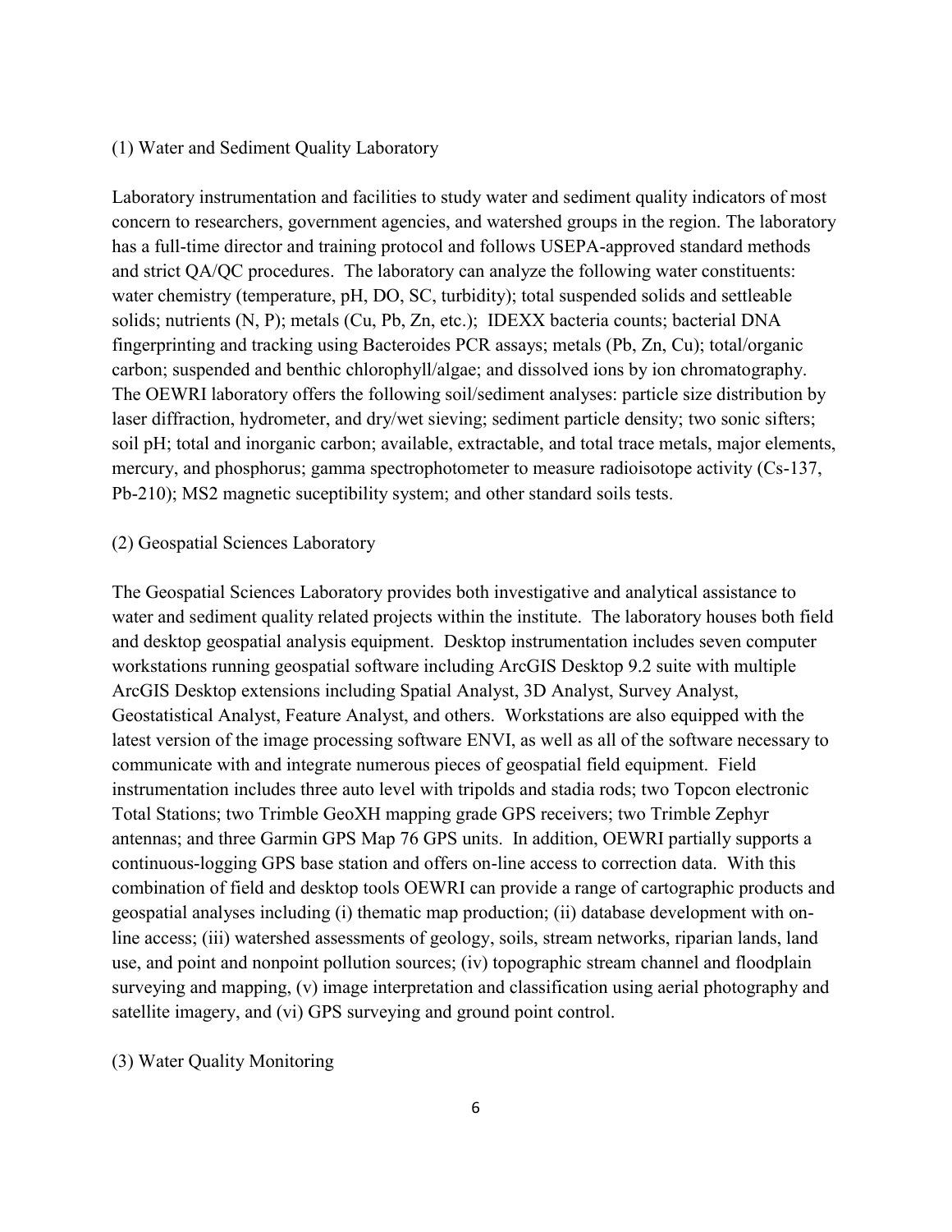(1) Water and Sediment Quality Laboratory

Laboratory instrumentation and facilities to study water and sediment quality indicators of most concern to researchers, government agencies, and watershed groups in the region. The laboratory has a full-time director and training protocol and follows USEPA-approved standard methods and strict QA/QC procedures. The laboratory can analyze the following water constituents: water chemistry (temperature, pH, DO, SC, turbidity); total suspended solids and settleable solids; nutrients (N, P); metals (Cu, Pb, Zn, etc.); IDEXX bacteria counts; bacterial DNA fingerprinting and tracking using Bacteroides PCR assays; metals (Pb, Zn, Cu); total/organic carbon; suspended and benthic chlorophyll/algae; and dissolved ions by ion chromatography. The OEWRI laboratory offers the following soil/sediment analyses: particle size distribution by laser diffraction, hydrometer, and dry/wet sieving; sediment particle density; two sonic sifters; soil pH; total and inorganic carbon; available, extractable, and total trace metals, major elements, mercury, and phosphorus; gamma spectrophotometer to measure radioisotope activity (Cs-137, Pb-210); MS2 magnetic suceptibility system; and other standard soils tests.

(2) Geospatial Sciences Laboratory

The Geospatial Sciences Laboratory provides both investigative and analytical assistance to water and sediment quality related projects within the institute. The laboratory houses both field and desktop geospatial analysis equipment. Desktop instrumentation includes seven computer workstations running geospatial software including ArcGIS Desktop 9.2 suite with multiple ArcGIS Desktop extensions including Spatial Analyst, 3D Analyst, Survey Analyst, Geostatistical Analyst, Feature Analyst, and others. Workstations are also equipped with the latest version of the image processing software ENVI, as well as all of the software necessary to communicate with and integrate numerous pieces of geospatial field equipment. Field instrumentation includes three auto level with tripolds and stadia rods; two Topcon electronic Total Stations; two Trimble GeoXH mapping grade GPS receivers; two Trimble Zephyr antennas; and three Garmin GPS Map 76 GPS units. In addition, OEWRI partially supports a continuous-logging GPS base station and offers on-line access to correction data. With this combination of field and desktop tools OEWRI can provide a range of cartographic products and geospatial analyses including (i) thematic map production; (ii) database development with on-line access; (iii) watershed assessments of geology, soils, stream networks, riparian lands, land use, and point and nonpoint pollution sources; (iv) topographic stream channel and floodplain surveying and mapping, (v) image interpretation and classification using aerial photography and satellite imagery, and (vi) GPS surveying and ground point control.

(3) Water Quality Monitoring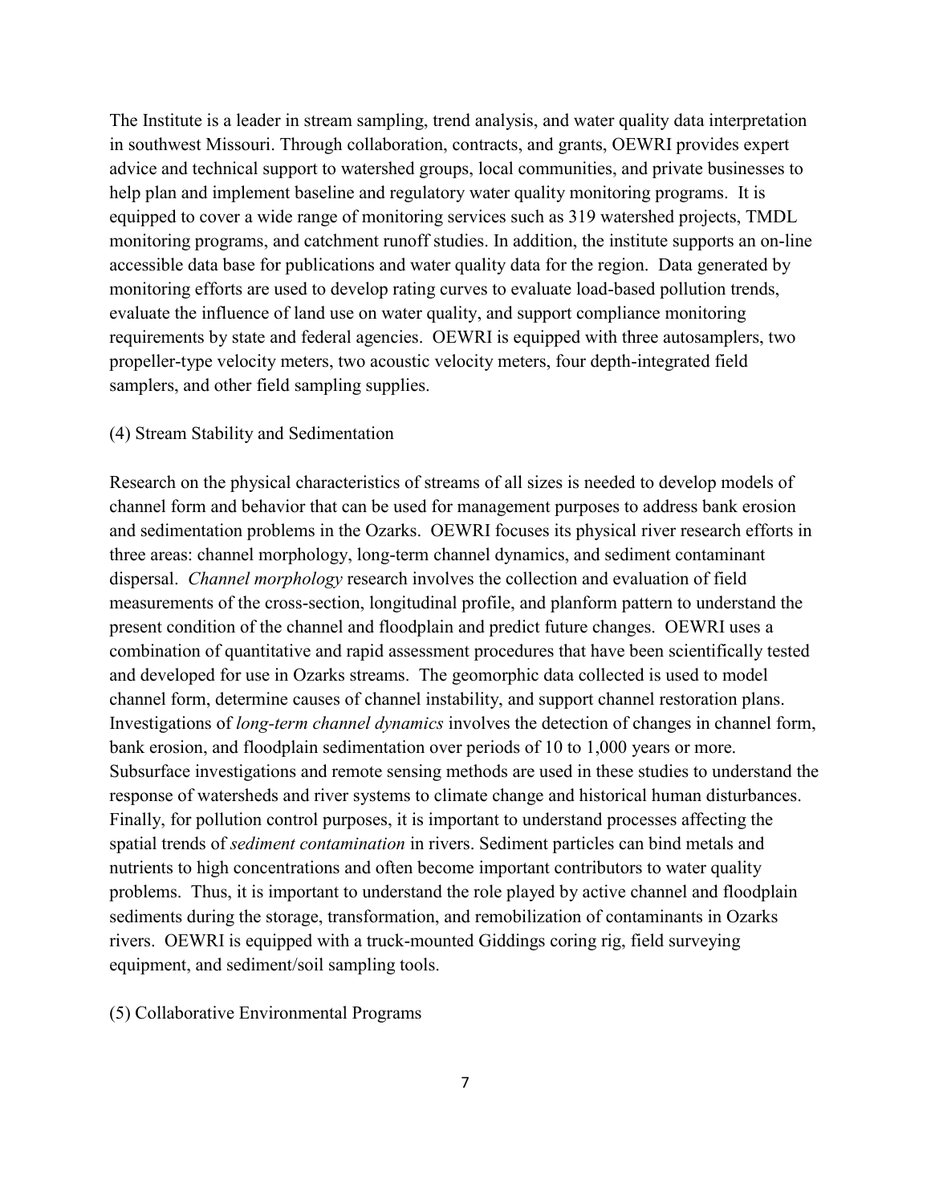The Institute is a leader in stream sampling, trend analysis, and water quality data interpretation in southwest Missouri. Through collaboration, contracts, and grants, OEWRI provides expert advice and technical support to watershed groups, local communities, and private businesses to help plan and implement baseline and regulatory water quality monitoring programs. It is equipped to cover a wide range of monitoring services such as 319 watershed projects, TMDL monitoring programs, and catchment runoff studies. In addition, the institute supports an on-line accessible data base for publications and water quality data for the region. Data generated by monitoring efforts are used to develop rating curves to evaluate load-based pollution trends, evaluate the influence of land use on water quality, and support compliance monitoring requirements by state and federal agencies. OEWRI is equipped with three autosamplers, two propeller-type velocity meters, two acoustic velocity meters, four depth-integrated field samplers, and other field sampling supplies.

(4) Stream Stability and Sedimentation

Research on the physical characteristics of streams of all sizes is needed to develop models of channel form and behavior that can be used for management purposes to address bank erosion and sedimentation problems in the Ozarks. OEWRI focuses its physical river research efforts in three areas: channel morphology, long-term channel dynamics, and sediment contaminant dispersal. *Channel morphology* research involves the collection and evaluation of field measurements of the cross-section, longitudinal profile, and planform pattern to understand the present condition of the channel and floodplain and predict future changes. OEWRI uses a combination of quantitative and rapid assessment procedures that have been scientifically tested and developed for use in Ozarks streams. The geomorphic data collected is used to model channel form, determine causes of channel instability, and support channel restoration plans. Investigations of *long-term channel dynamics* involves the detection of changes in channel form, bank erosion, and floodplain sedimentation over periods of 10 to 1,000 years or more. Subsurface investigations and remote sensing methods are used in these studies to understand the response of watersheds and river systems to climate change and historical human disturbances. Finally, for pollution control purposes, it is important to understand processes affecting the spatial trends of *sediment contamination* in rivers. Sediment particles can bind metals and nutrients to high concentrations and often become important contributors to water quality problems. Thus, it is important to understand the role played by active channel and floodplain sediments during the storage, transformation, and remobilization of contaminants in Ozarks rivers. OEWRI is equipped with a truck-mounted Giddings coring rig, field surveying equipment, and sediment/soil sampling tools.

(5) Collaborative Environmental Programs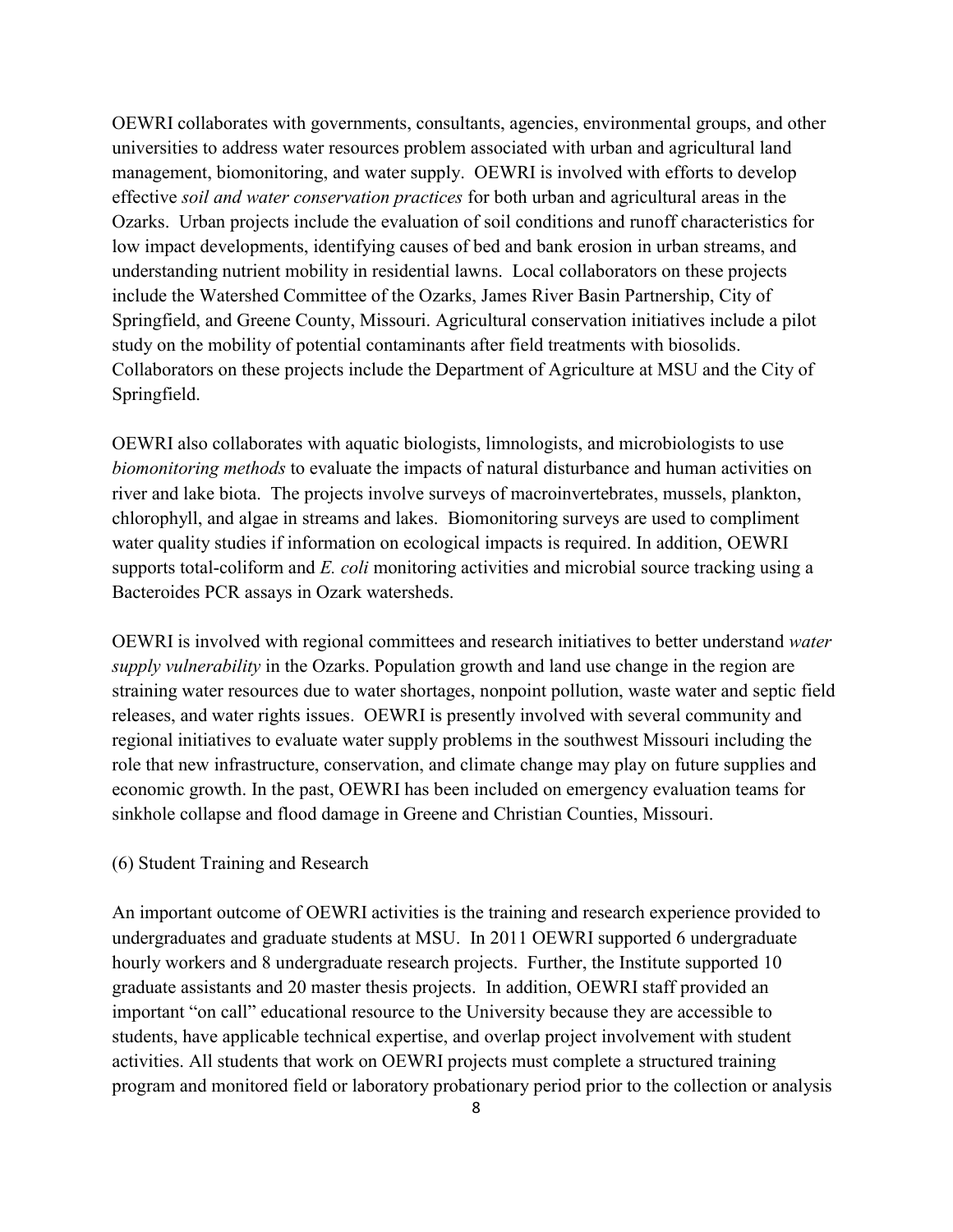OEWRI collaborates with governments, consultants, agencies, environmental groups, and other universities to address water resources problem associated with urban and agricultural land management, biomonitoring, and water supply. OEWRI is involved with efforts to develop effective *soil and water conservation practices* for both urban and agricultural areas in the Ozarks. Urban projects include the evaluation of soil conditions and runoff characteristics for low impact developments, identifying causes of bed and bank erosion in urban streams, and understanding nutrient mobility in residential lawns. Local collaborators on these projects include the Watershed Committee of the Ozarks, James River Basin Partnership, City of Springfield, and Greene County, Missouri. Agricultural conservation initiatives include a pilot study on the mobility of potential contaminants after field treatments with biosolids. Collaborators on these projects include the Department of Agriculture at MSU and the City of Springfield.

OEWRI also collaborates with aquatic biologists, limnologists, and microbiologists to use *biomonitoring methods* to evaluate the impacts of natural disturbance and human activities on river and lake biota. The projects involve surveys of macroinvertebrates, mussels, plankton, chlorophyll, and algae in streams and lakes. Biomonitoring surveys are used to compliment water quality studies if information on ecological impacts is required. In addition, OEWRI supports total-coliform and *E. coli* monitoring activities and microbial source tracking using a Bacteroides PCR assays in Ozark watersheds.

OEWRI is involved with regional committees and research initiatives to better understand *water supply vulnerability* in the Ozarks. Population growth and land use change in the region are straining water resources due to water shortages, nonpoint pollution, waste water and septic field releases, and water rights issues. OEWRI is presently involved with several community and regional initiatives to evaluate water supply problems in the southwest Missouri including the role that new infrastructure, conservation, and climate change may play on future supplies and economic growth. In the past, OEWRI has been included on emergency evaluation teams for sinkhole collapse and flood damage in Greene and Christian Counties, Missouri.

(6) Student Training and Research

An important outcome of OEWRI activities is the training and research experience provided to undergraduates and graduate students at MSU. In 2011 OEWRI supported 6 undergraduate hourly workers and 8 undergraduate research projects. Further, the Institute supported 10 graduate assistants and 20 master thesis projects. In addition, OEWRI staff provided an important "on call" educational resource to the University because they are accessible to students, have applicable technical expertise, and overlap project involvement with student activities. All students that work on OEWRI projects must complete a structured training program and monitored field or laboratory probationary period prior to the collection or analysis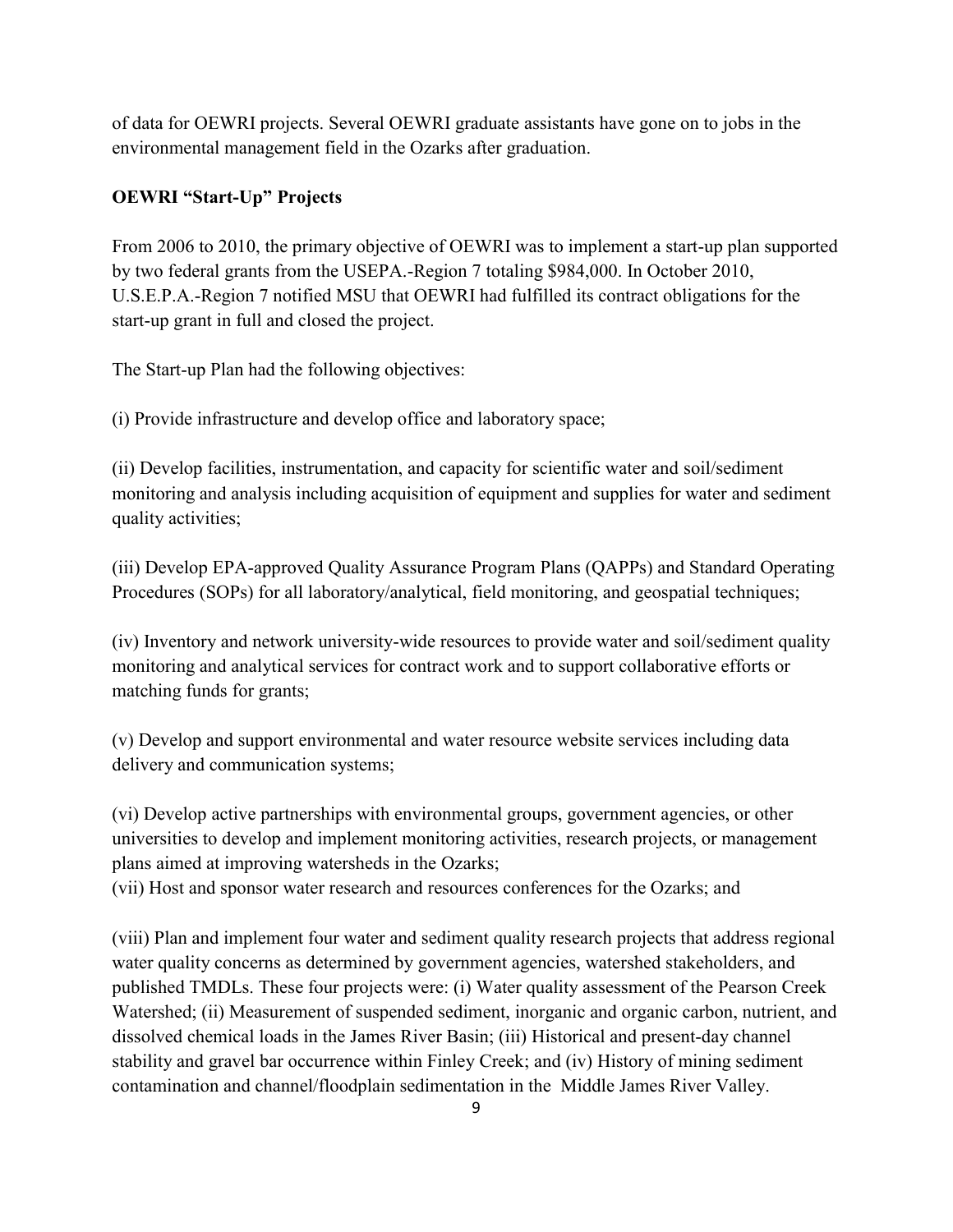of data for OEWRI projects. Several OEWRI graduate assistants have gone on to jobs in the environmental management field in the Ozarks after graduation.

**OEWRI "Start-Up" Projects**

From 2006 to 2010, the primary objective of OEWRI was to implement a start-up plan supported by two federal grants from the USEPA.-Region 7 totaling $984,000. In October 2010, U.S.E.P.A.-Region 7 notified MSU that OEWRI had fulfilled its contract obligations for the start-up grant in full and closed the project.

The Start-up Plan had the following objectives:

(i) Provide infrastructure and develop office and laboratory space;

(ii) Develop facilities, instrumentation, and capacity for scientific water and soil/sediment monitoring and analysis including acquisition of equipment and supplies for water and sediment quality activities;

(iii) Develop EPA-approved Quality Assurance Program Plans (QAPPs) and Standard Operating Procedures (SOPs) for all laboratory/analytical, field monitoring, and geospatial techniques;

(iv) Inventory and network university-wide resources to provide water and soil/sediment quality monitoring and analytical services for contract work and to support collaborative efforts or matching funds for grants;

(v) Develop and support environmental and water resource website services including data delivery and communication systems;

(vi) Develop active partnerships with environmental groups, government agencies, or other universities to develop and implement monitoring activities, research projects, or management plans aimed at improving watersheds in the Ozarks;

(vii) Host and sponsor water research and resources conferences for the Ozarks; and

(viii) Plan and implement four water and sediment quality research projects that address regional water quality concerns as determined by government agencies, watershed stakeholders, and published TMDLs. These four projects were: (i) Water quality assessment of the Pearson Creek Watershed; (ii) Measurement of suspended sediment, inorganic and organic carbon, nutrient, and dissolved chemical loads in the James River Basin; (iii) Historical and present-day channel stability and gravel bar occurrence within Finley Creek; and (iv) History of mining sediment contamination and channel/floodplain sedimentation in the Middle James River Valley.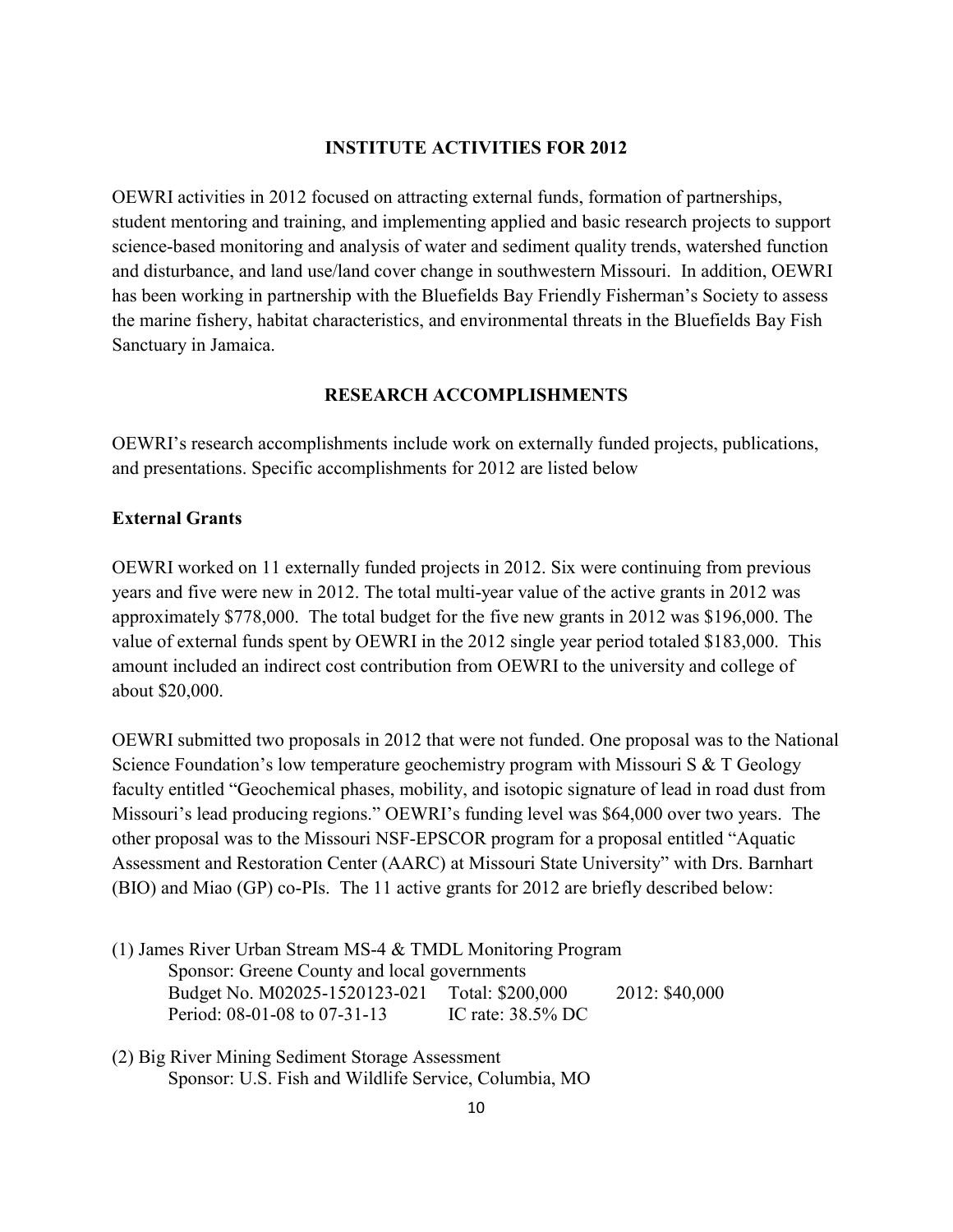## INSTITUTE ACTIVITIES FOR 2012

OEWRI activities in 2012 focused on attracting external funds, formation of partnerships, student mentoring and training, and implementing applied and basic research projects to support science-based monitoring and analysis of water and sediment quality trends, watershed function and disturbance, and land use/land cover change in southwestern Missouri. In addition, OEWRI has been working in partnership with the Bluefields Bay Friendly Fisherman's Society to assess the marine fishery, habitat characteristics, and environmental threats in the Bluefields Bay Fish Sanctuary in Jamaica.

## RESEARCH ACCOMPLISHMENTS

OEWRI's research accomplishments include work on externally funded projects, publications, and presentations. Specific accomplishments for 2012 are listed below

### External Grants

OEWRI worked on 11 externally funded projects in 2012. Six were continuing from previous years and five were new in 2012. The total multi-year value of the active grants in 2012 was approximately $778,000. The total budget for the five new grants in 2012 was $196,000. The value of external funds spent by OEWRI in the 2012 single year period totaled $183,000. This amount included an indirect cost contribution from OEWRI to the university and college of about $20,000.

OEWRI submitted two proposals in 2012 that were not funded. One proposal was to the National Science Foundation's low temperature geochemistry program with Missouri S & T Geology faculty entitled "Geochemical phases, mobility, and isotopic signature of lead in road dust from Missouri's lead producing regions." OEWRI's funding level was $64,000 over two years. The other proposal was to the Missouri NSF-EPSCOR program for a proposal entitled "Aquatic Assessment and Restoration Center (AARC) at Missouri State University" with Drs. Barnhart (BIO) and Miao (GP) co-PIs. The 11 active grants for 2012 are briefly described below:

(1) James River Urban Stream MS-4 & TMDL Monitoring Program
Sponsor: Greene County and local governments
Budget No. M02025-1520123-021 Total: $200,000 2012: $40,000
Period: 08-01-08 to 07-31-13 IC rate: 38.5% DC

(2) Big River Mining Sediment Storage Assessment
Sponsor: U.S. Fish and Wildlife Service, Columbia, MO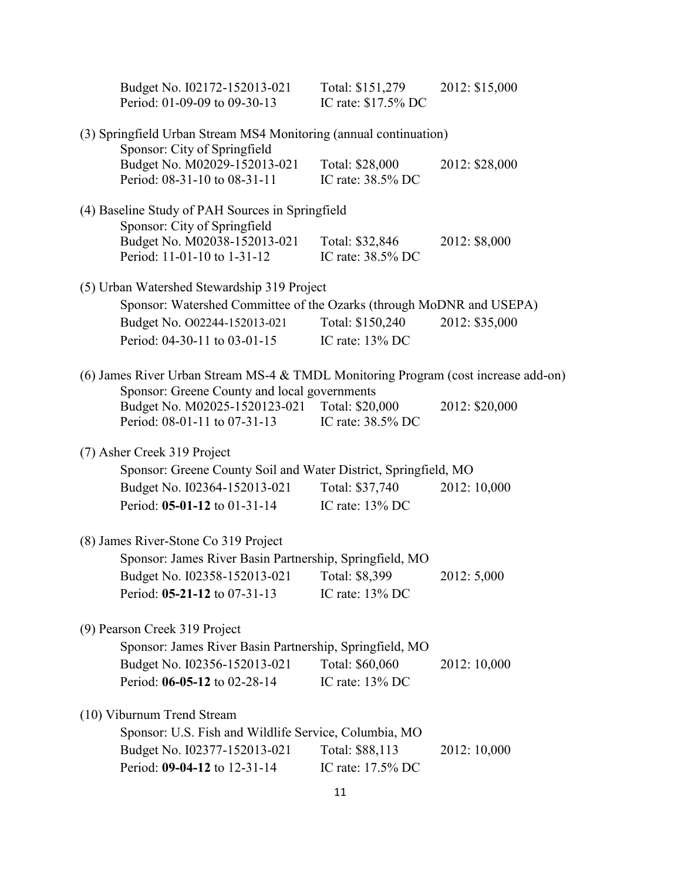Budget No. I02172-152013-021 Total: $151,279 2012: $15,000
Period: 01-09-09 to 09-30-13 IC rate: $17.5% DC

(3) Springfield Urban Stream MS4 Monitoring (annual continuation)
Sponsor: City of Springfield
Budget No. M02029-152013-021 Total: $28,000 2012: $28,000
Period: 08-31-10 to 08-31-11 IC rate: 38.5% DC

(4) Baseline Study of PAH Sources in Springfield
Sponsor: City of Springfield
Budget No. M02038-152013-021 Total: $32,846 2012: $8,000
Period: 11-01-10 to 1-31-12 IC rate: 38.5% DC

(5) Urban Watershed Stewardship 319 Project
Sponsor: Watershed Committee of the Ozarks (through MoDNR and USEPA)
Budget No. O02244-152013-021 Total: $150,240 2012: $35,000
Period: 04-30-11 to 03-01-15 IC rate: 13% DC

(6) James River Urban Stream MS-4 & TMDL Monitoring Program (cost increase add-on)
Sponsor: Greene County and local governments
Budget No. M02025-1520123-021 Total: $20,000 2012: $20,000
Period: 08-01-11 to 07-31-13 IC rate: 38.5% DC

(7) Asher Creek 319 Project
Sponsor: Greene County Soil and Water District, Springfield, MO
Budget No. I02364-152013-021 Total: $37,740 2012: 10,000
Period: **05-01-12** to 01-31-14 IC rate: 13% DC

(8) James River-Stone Co 319 Project
Sponsor: James River Basin Partnership, Springfield, MO
Budget No. I02358-152013-021 Total: $8,399 2012: 5,000
Period: **05-21-12** to 07-31-13 IC rate: 13% DC

(9) Pearson Creek 319 Project
Sponsor: James River Basin Partnership, Springfield, MO
Budget No. I02356-152013-021 Total: $60,060 2012: 10,000
Period: **06-05-12** to 02-28-14 IC rate: 13% DC

(10) Viburnum Trend Stream
Sponsor: U.S. Fish and Wildlife Service, Columbia, MO
Budget No. I02377-152013-021 Total: $88,113 2012: 10,000
Period: **09-04-12** to 12-31-14 IC rate: 17.5% DC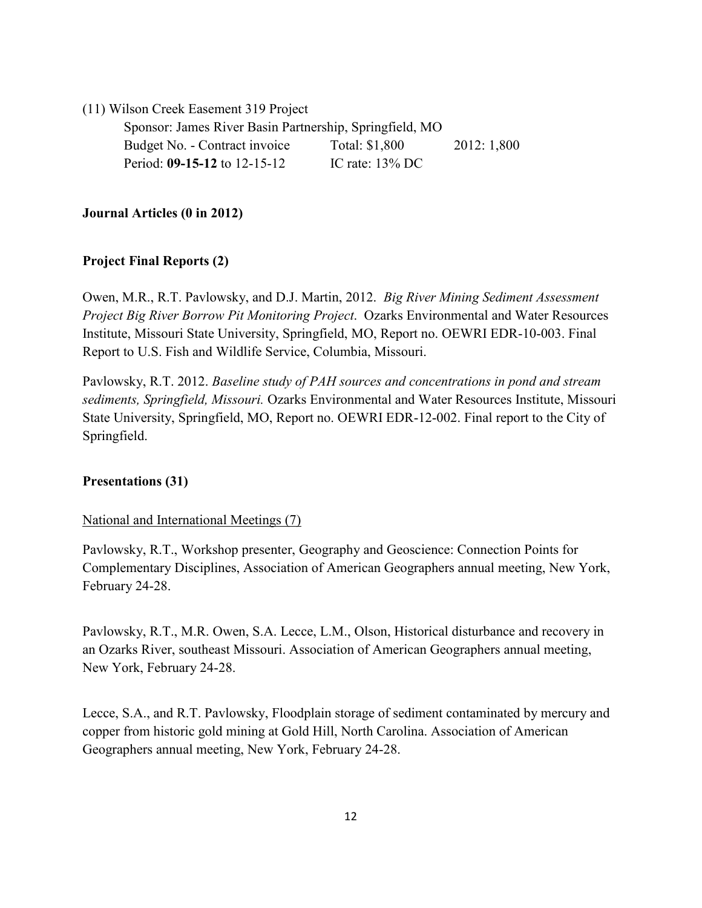(11) Wilson Creek Easement 319 Project

Sponsor: James River Basin Partnership, Springfield, MO
Budget No. - Contract invoice    Total: $1,800    2012: 1,800
Period: **09-15-12** to 12-15-12    IC rate: 13% DC

**Journal Articles (0 in 2012)**

**Project Final Reports (2)**

Owen, M.R., R.T. Pavlowsky, and D.J. Martin, 2012. *Big River Mining Sediment Assessment Project Big River Borrow Pit Monitoring Project*. Ozarks Environmental and Water Resources Institute, Missouri State University, Springfield, MO, Report no. OEWRI EDR-10-003. Final Report to U.S. Fish and Wildlife Service, Columbia, Missouri.

Pavlowsky, R.T. 2012. *Baseline study of PAH sources and concentrations in pond and stream sediments, Springfield, Missouri.* Ozarks Environmental and Water Resources Institute, Missouri State University, Springfield, MO, Report no. OEWRI EDR-12-002. Final report to the City of Springfield.

**Presentations (31)**

National and International Meetings (7)

Pavlowsky, R.T., Workshop presenter, Geography and Geoscience: Connection Points for Complementary Disciplines, Association of American Geographers annual meeting, New York, February 24-28.

Pavlowsky, R.T., M.R. Owen, S.A. Lecce, L.M., Olson, Historical disturbance and recovery in an Ozarks River, southeast Missouri. Association of American Geographers annual meeting, New York, February 24-28.

Lecce, S.A., and R.T. Pavlowsky, Floodplain storage of sediment contaminated by mercury and copper from historic gold mining at Gold Hill, North Carolina. Association of American Geographers annual meeting, New York, February 24-28.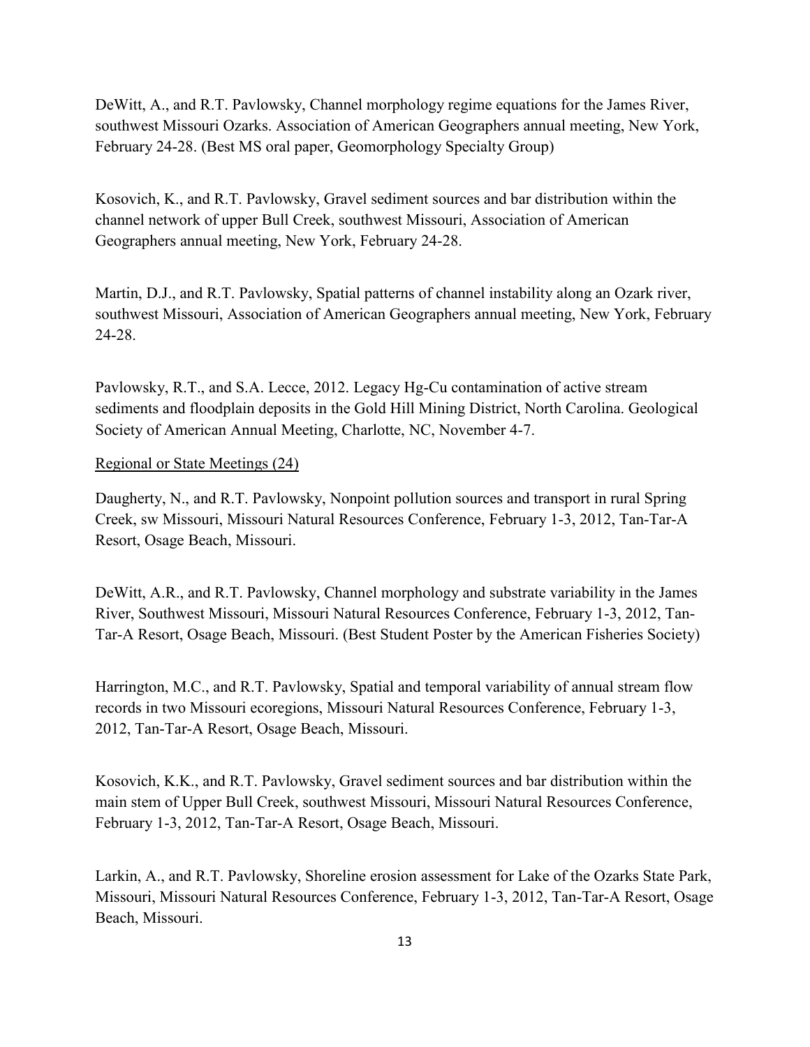DeWitt, A., and R.T. Pavlowsky, Channel morphology regime equations for the James River, southwest Missouri Ozarks. Association of American Geographers annual meeting, New York, February 24-28. (Best MS oral paper, Geomorphology Specialty Group)

Kosovich, K., and R.T. Pavlowsky, Gravel sediment sources and bar distribution within the channel network of upper Bull Creek, southwest Missouri, Association of American Geographers annual meeting, New York, February 24-28.

Martin, D.J., and R.T. Pavlowsky, Spatial patterns of channel instability along an Ozark river, southwest Missouri, Association of American Geographers annual meeting, New York, February 24-28.

Pavlowsky, R.T., and S.A. Lecce, 2012. Legacy Hg-Cu contamination of active stream sediments and floodplain deposits in the Gold Hill Mining District, North Carolina. Geological Society of American Annual Meeting, Charlotte, NC, November 4-7.

<u>Regional or State Meetings (24)</u>

Daugherty, N., and R.T. Pavlowsky, Nonpoint pollution sources and transport in rural Spring Creek, sw Missouri, Missouri Natural Resources Conference, February 1-3, 2012, Tan-Tar-A Resort, Osage Beach, Missouri.

DeWitt, A.R., and R.T. Pavlowsky, Channel morphology and substrate variability in the James River, Southwest Missouri, Missouri Natural Resources Conference, February 1-3, 2012, Tan-Tar-A Resort, Osage Beach, Missouri. (Best Student Poster by the American Fisheries Society)

Harrington, M.C., and R.T. Pavlowsky, Spatial and temporal variability of annual stream flow records in two Missouri ecoregions, Missouri Natural Resources Conference, February 1-3, 2012, Tan-Tar-A Resort, Osage Beach, Missouri.

Kosovich, K.K., and R.T. Pavlowsky, Gravel sediment sources and bar distribution within the main stem of Upper Bull Creek, southwest Missouri, Missouri Natural Resources Conference, February 1-3, 2012, Tan-Tar-A Resort, Osage Beach, Missouri.

Larkin, A., and R.T. Pavlowsky, Shoreline erosion assessment for Lake of the Ozarks State Park, Missouri, Missouri Natural Resources Conference, February 1-3, 2012, Tan-Tar-A Resort, Osage Beach, Missouri.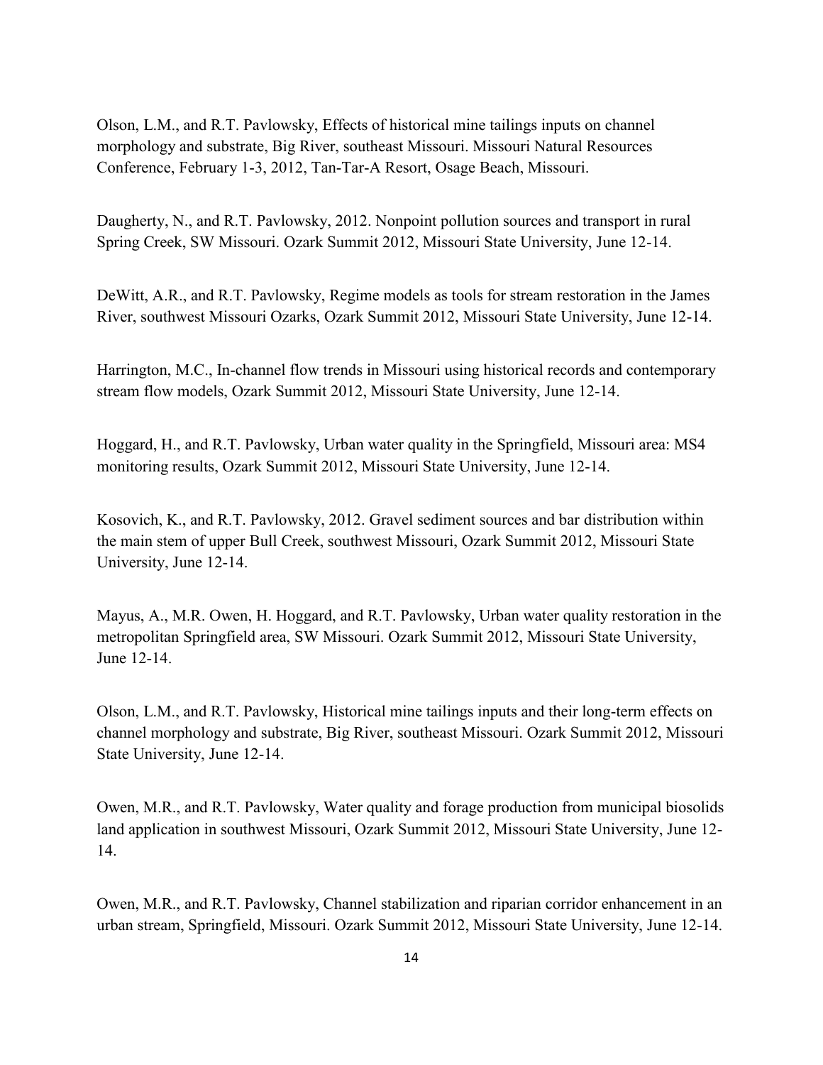Olson, L.M., and R.T. Pavlowsky, Effects of historical mine tailings inputs on channel morphology and substrate, Big River, southeast Missouri. Missouri Natural Resources Conference, February 1-3, 2012, Tan-Tar-A Resort, Osage Beach, Missouri.

Daugherty, N., and R.T. Pavlowsky, 2012. Nonpoint pollution sources and transport in rural Spring Creek, SW Missouri. Ozark Summit 2012, Missouri State University, June 12-14.

DeWitt, A.R., and R.T. Pavlowsky, Regime models as tools for stream restoration in the James River, southwest Missouri Ozarks, Ozark Summit 2012, Missouri State University, June 12-14.

Harrington, M.C., In-channel flow trends in Missouri using historical records and contemporary stream flow models, Ozark Summit 2012, Missouri State University, June 12-14.

Hoggard, H., and R.T. Pavlowsky, Urban water quality in the Springfield, Missouri area: MS4 monitoring results, Ozark Summit 2012, Missouri State University, June 12-14.

Kosovich, K., and R.T. Pavlowsky, 2012. Gravel sediment sources and bar distribution within the main stem of upper Bull Creek, southwest Missouri, Ozark Summit 2012, Missouri State University, June 12-14.

Mayus, A., M.R. Owen, H. Hoggard, and R.T. Pavlowsky, Urban water quality restoration in the metropolitan Springfield area, SW Missouri. Ozark Summit 2012, Missouri State University, June 12-14.

Olson, L.M., and R.T. Pavlowsky, Historical mine tailings inputs and their long-term effects on channel morphology and substrate, Big River, southeast Missouri. Ozark Summit 2012, Missouri State University, June 12-14.

Owen, M.R., and R.T. Pavlowsky, Water quality and forage production from municipal biosolids land application in southwest Missouri, Ozark Summit 2012, Missouri State University, June 12-14.

Owen, M.R., and R.T. Pavlowsky, Channel stabilization and riparian corridor enhancement in an urban stream, Springfield, Missouri. Ozark Summit 2012, Missouri State University, June 12-14.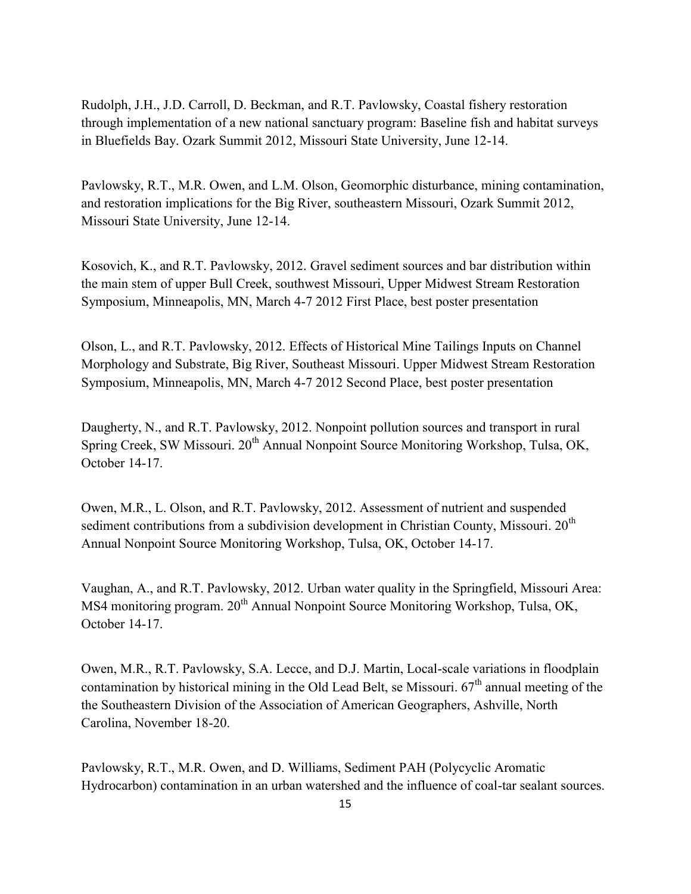Rudolph, J.H., J.D. Carroll, D. Beckman, and R.T. Pavlowsky, Coastal fishery restoration through implementation of a new national sanctuary program: Baseline fish and habitat surveys in Bluefields Bay. Ozark Summit 2012, Missouri State University, June 12-14.

Pavlowsky, R.T., M.R. Owen, and L.M. Olson, Geomorphic disturbance, mining contamination, and restoration implications for the Big River, southeastern Missouri, Ozark Summit 2012, Missouri State University, June 12-14.

Kosovich, K., and R.T. Pavlowsky, 2012. Gravel sediment sources and bar distribution within the main stem of upper Bull Creek, southwest Missouri, Upper Midwest Stream Restoration Symposium, Minneapolis, MN, March 4-7 2012 First Place, best poster presentation

Olson, L., and R.T. Pavlowsky, 2012. Effects of Historical Mine Tailings Inputs on Channel Morphology and Substrate, Big River, Southeast Missouri. Upper Midwest Stream Restoration Symposium, Minneapolis, MN, March 4-7 2012 Second Place, best poster presentation

Daugherty, N., and R.T. Pavlowsky, 2012. Nonpoint pollution sources and transport in rural Spring Creek, SW Missouri. 20th Annual Nonpoint Source Monitoring Workshop, Tulsa, OK, October 14-17.

Owen, M.R., L. Olson, and R.T. Pavlowsky, 2012. Assessment of nutrient and suspended sediment contributions from a subdivision development in Christian County, Missouri. 20th Annual Nonpoint Source Monitoring Workshop, Tulsa, OK, October 14-17.

Vaughan, A., and R.T. Pavlowsky, 2012. Urban water quality in the Springfield, Missouri Area: MS4 monitoring program. 20th Annual Nonpoint Source Monitoring Workshop, Tulsa, OK, October 14-17.

Owen, M.R., R.T. Pavlowsky, S.A. Lecce, and D.J. Martin, Local-scale variations in floodplain contamination by historical mining in the Old Lead Belt, se Missouri. 67th annual meeting of the the Southeastern Division of the Association of American Geographers, Ashville, North Carolina, November 18-20.

Pavlowsky, R.T., M.R. Owen, and D. Williams, Sediment PAH (Polycyclic Aromatic Hydrocarbon) contamination in an urban watershed and the influence of coal-tar sealant sources.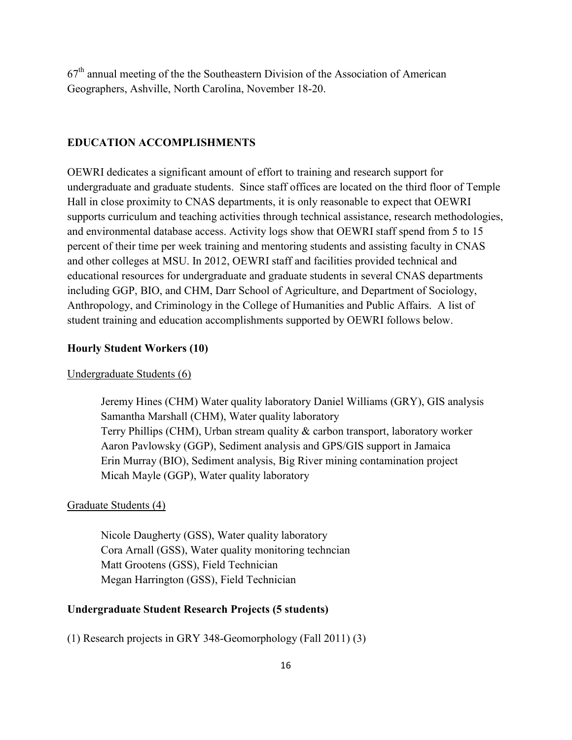67th annual meeting of the the Southeastern Division of the Association of American Geographers, Ashville, North Carolina, November 18-20.

## EDUCATION ACCOMPLISHMENTS

OEWRI dedicates a significant amount of effort to training and research support for undergraduate and graduate students. Since staff offices are located on the third floor of Temple Hall in close proximity to CNAS departments, it is only reasonable to expect that OEWRI supports curriculum and teaching activities through technical assistance, research methodologies, and environmental database access. Activity logs show that OEWRI staff spend from 5 to 15 percent of their time per week training and mentoring students and assisting faculty in CNAS and other colleges at MSU. In 2012, OEWRI staff and facilities provided technical and educational resources for undergraduate and graduate students in several CNAS departments including GGP, BIO, and CHM, Darr School of Agriculture, and Department of Sociology, Anthropology, and Criminology in the College of Humanities and Public Affairs. A list of student training and education accomplishments supported by OEWRI follows below.

### Hourly Student Workers (10)

Undergraduate Students (6)

Jeremy Hines (CHM) Water quality laboratory Daniel Williams (GRY), GIS analysis
Samantha Marshall (CHM), Water quality laboratory
Terry Phillips (CHM), Urban stream quality & carbon transport, laboratory worker
Aaron Pavlowsky (GGP), Sediment analysis and GPS/GIS support in Jamaica
Erin Murray (BIO), Sediment analysis, Big River mining contamination project
Micah Mayle (GGP), Water quality laboratory

Graduate Students (4)

Nicole Daugherty (GSS), Water quality laboratory
Cora Arnall (GSS), Water quality monitoring techncian
Matt Grootens (GSS), Field Technician
Megan Harrington (GSS), Field Technician

### Undergraduate Student Research Projects (5 students)

(1) Research projects in GRY 348-Geomorphology (Fall 2011) (3)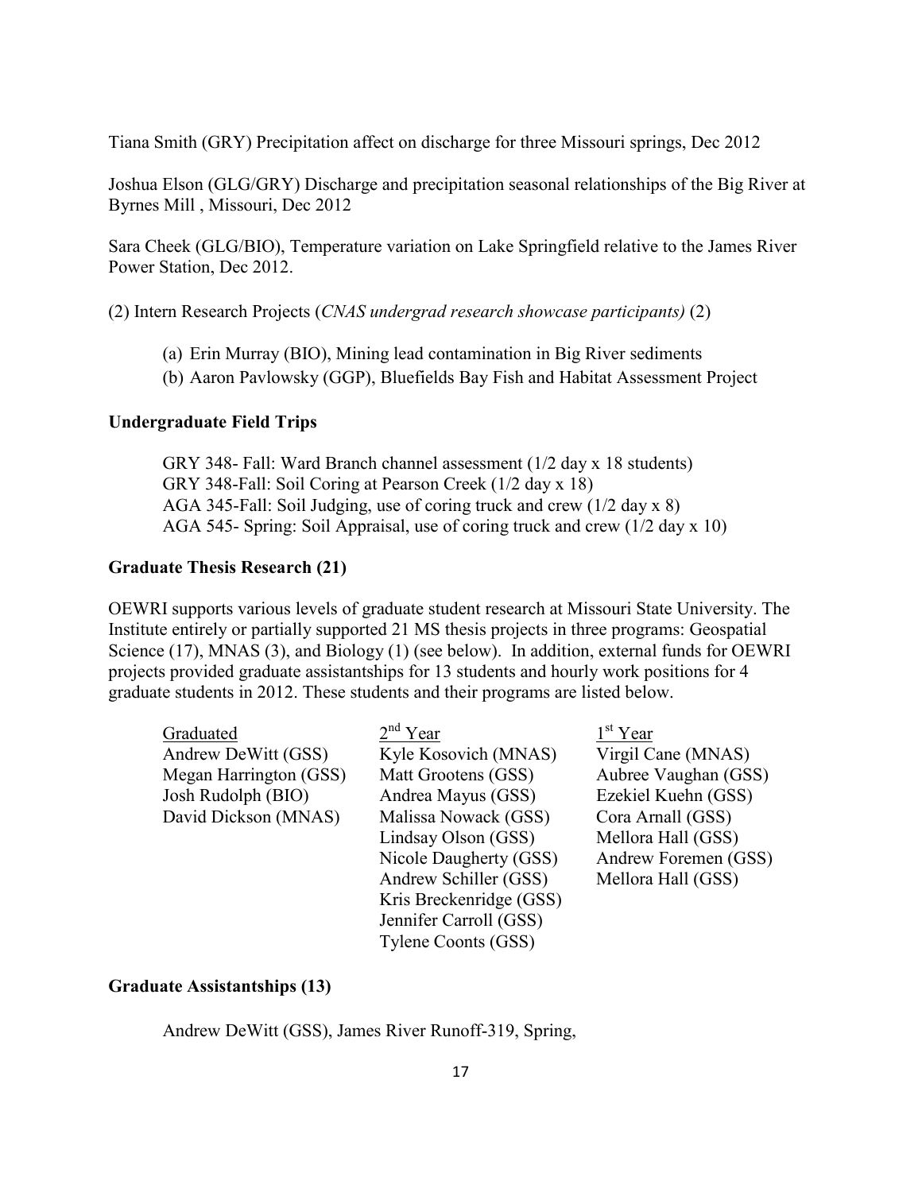Tiana Smith (GRY) Precipitation affect on discharge for three Missouri springs, Dec 2012

Joshua Elson (GLG/GRY) Discharge and precipitation seasonal relationships of the Big River at Byrnes Mill , Missouri, Dec 2012

Sara Cheek (GLG/BIO), Temperature variation on Lake Springfield relative to the James River Power Station, Dec 2012.

(2) Intern Research Projects (*CNAS undergrad research showcase participants)* (2)

(a) Erin Murray (BIO), Mining lead contamination in Big River sediments
(b) Aaron Pavlowsky (GGP), Bluefields Bay Fish and Habitat Assessment Project

**Undergraduate Field Trips**

GRY 348- Fall: Ward Branch channel assessment (1/2 day x 18 students)
GRY 348-Fall: Soil Coring at Pearson Creek (1/2 day x 18)
AGA 345-Fall: Soil Judging, use of coring truck and crew (1/2 day x 8)
AGA 545- Spring: Soil Appraisal, use of coring truck and crew (1/2 day x 10)

**Graduate Thesis Research (21)**

OEWRI supports various levels of graduate student research at Missouri State University. The Institute entirely or partially supported 21 MS thesis projects in three programs: Geospatial Science (17), MNAS (3), and Biology (1) (see below). In addition, external funds for OEWRI projects provided graduate assistantships for 13 students and hourly work positions for 4 graduate students in 2012. These students and their programs are listed below.

| Graduated | 2nd Year | 1st Year |
|---|---|---|
| Andrew DeWitt (GSS) | Kyle Kosovich (MNAS) | Virgil Cane (MNAS) |
| Megan Harrington (GSS) | Matt Grootens (GSS) | Aubree Vaughan (GSS) |
| Josh Rudolph (BIO) | Andrea Mayus (GSS) | Ezekiel Kuehn (GSS) |
| David Dickson (MNAS) | Malissa Nowack (GSS) | Cora Arnall (GSS) |
| | Lindsay Olson (GSS) | Mellora Hall (GSS) |
| | Nicole Daugherty (GSS) | Andrew Foremen (GSS) |
| | Andrew Schiller (GSS) | Mellora Hall (GSS) |
| | Kris Breckenridge (GSS) | |
| | Jennifer Carroll (GSS) | |
| | Tylene Coonts (GSS) | |

**Graduate Assistantships (13)**

Andrew DeWitt (GSS), James River Runoff-319, Spring,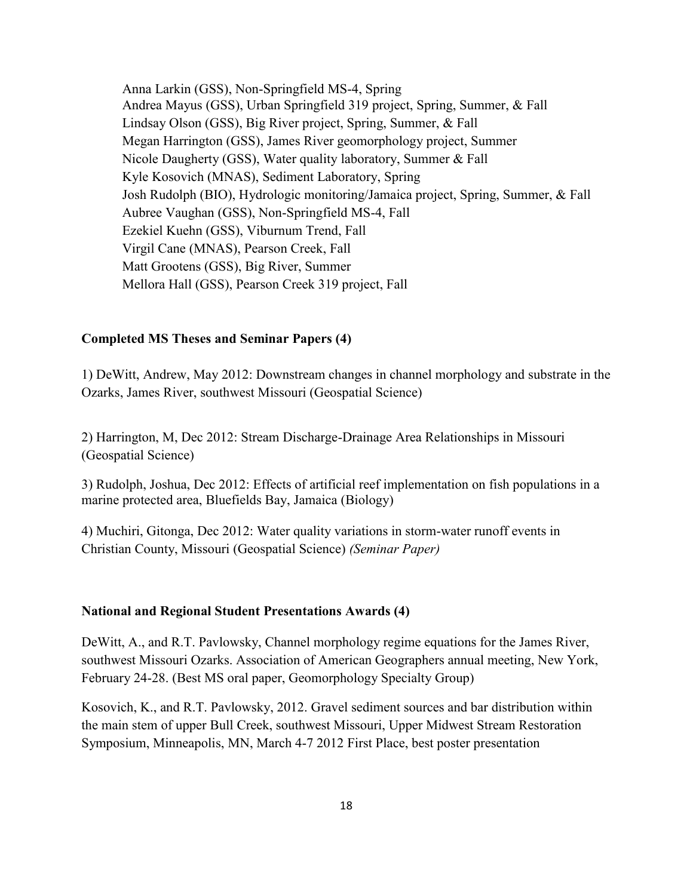Anna Larkin (GSS), Non-Springfield MS-4, Spring
Andrea Mayus (GSS), Urban Springfield 319 project, Spring, Summer, & Fall
Lindsay Olson (GSS), Big River project, Spring, Summer, & Fall
Megan Harrington (GSS), James River geomorphology project, Summer
Nicole Daugherty (GSS), Water quality laboratory, Summer & Fall
Kyle Kosovich (MNAS), Sediment Laboratory, Spring
Josh Rudolph (BIO), Hydrologic monitoring/Jamaica project, Spring, Summer, & Fall
Aubree Vaughan (GSS), Non-Springfield MS-4, Fall
Ezekiel Kuehn (GSS), Viburnum Trend, Fall
Virgil Cane (MNAS), Pearson Creek, Fall
Matt Grootens (GSS), Big River, Summer
Mellora Hall (GSS), Pearson Creek 319 project, Fall

**Completed MS Theses and Seminar Papers (4)**

1) DeWitt, Andrew, May 2012: Downstream changes in channel morphology and substrate in the Ozarks, James River, southwest Missouri (Geospatial Science)

2) Harrington, M, Dec 2012: Stream Discharge-Drainage Area Relationships in Missouri (Geospatial Science)

3) Rudolph, Joshua, Dec 2012: Effects of artificial reef implementation on fish populations in a marine protected area, Bluefields Bay, Jamaica (Biology)

4) Muchiri, Gitonga, Dec 2012: Water quality variations in storm-water runoff events in Christian County, Missouri (Geospatial Science) *(Seminar Paper)*

**National and Regional Student Presentations Awards (4)**

DeWitt, A., and R.T. Pavlowsky, Channel morphology regime equations for the James River, southwest Missouri Ozarks. Association of American Geographers annual meeting, New York, February 24-28. (Best MS oral paper, Geomorphology Specialty Group)

Kosovich, K., and R.T. Pavlowsky, 2012. Gravel sediment sources and bar distribution within the main stem of upper Bull Creek, southwest Missouri, Upper Midwest Stream Restoration Symposium, Minneapolis, MN, March 4-7 2012 First Place, best poster presentation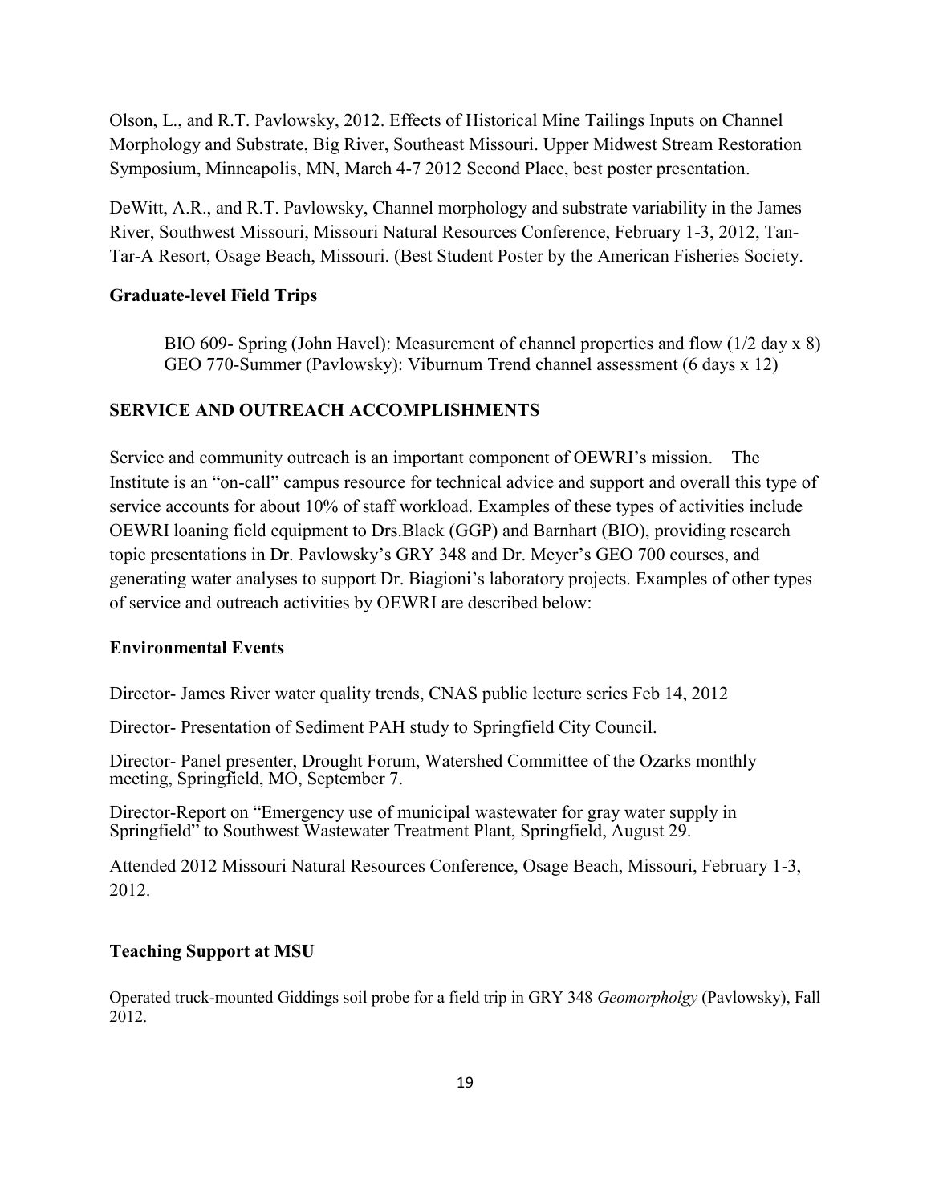Olson, L., and R.T. Pavlowsky, 2012. Effects of Historical Mine Tailings Inputs on Channel Morphology and Substrate, Big River, Southeast Missouri. Upper Midwest Stream Restoration Symposium, Minneapolis, MN, March 4-7 2012 Second Place, best poster presentation.

DeWitt, A.R., and R.T. Pavlowsky, Channel morphology and substrate variability in the James River, Southwest Missouri, Missouri Natural Resources Conference, February 1-3, 2012, Tan-Tar-A Resort, Osage Beach, Missouri. (Best Student Poster by the American Fisheries Society.

### Graduate-level Field Trips

BIO 609- Spring (John Havel): Measurement of channel properties and flow (1/2 day x 8)
GEO 770-Summer (Pavlowsky): Viburnum Trend channel assessment (6 days x 12)

## SERVICE AND OUTREACH ACCOMPLISHMENTS

Service and community outreach is an important component of OEWRI's mission. The Institute is an "on-call" campus resource for technical advice and support and overall this type of service accounts for about 10% of staff workload. Examples of these types of activities include OEWRI loaning field equipment to Drs.Black (GGP) and Barnhart (BIO), providing research topic presentations in Dr. Pavlowsky's GRY 348 and Dr. Meyer's GEO 700 courses, and generating water analyses to support Dr. Biagioni's laboratory projects. Examples of other types of service and outreach activities by OEWRI are described below:

### Environmental Events

Director- James River water quality trends, CNAS public lecture series Feb 14, 2012

Director- Presentation of Sediment PAH study to Springfield City Council.

Director- Panel presenter, Drought Forum, Watershed Committee of the Ozarks monthly meeting, Springfield, MO, September 7.

Director-Report on "Emergency use of municipal wastewater for gray water supply in Springfield" to Southwest Wastewater Treatment Plant, Springfield, August 29.

Attended 2012 Missouri Natural Resources Conference, Osage Beach, Missouri, February 1-3, 2012.

### Teaching Support at MSU

Operated truck-mounted Giddings soil probe for a field trip in GRY 348 *Geomorpholgy* (Pavlowsky), Fall 2012.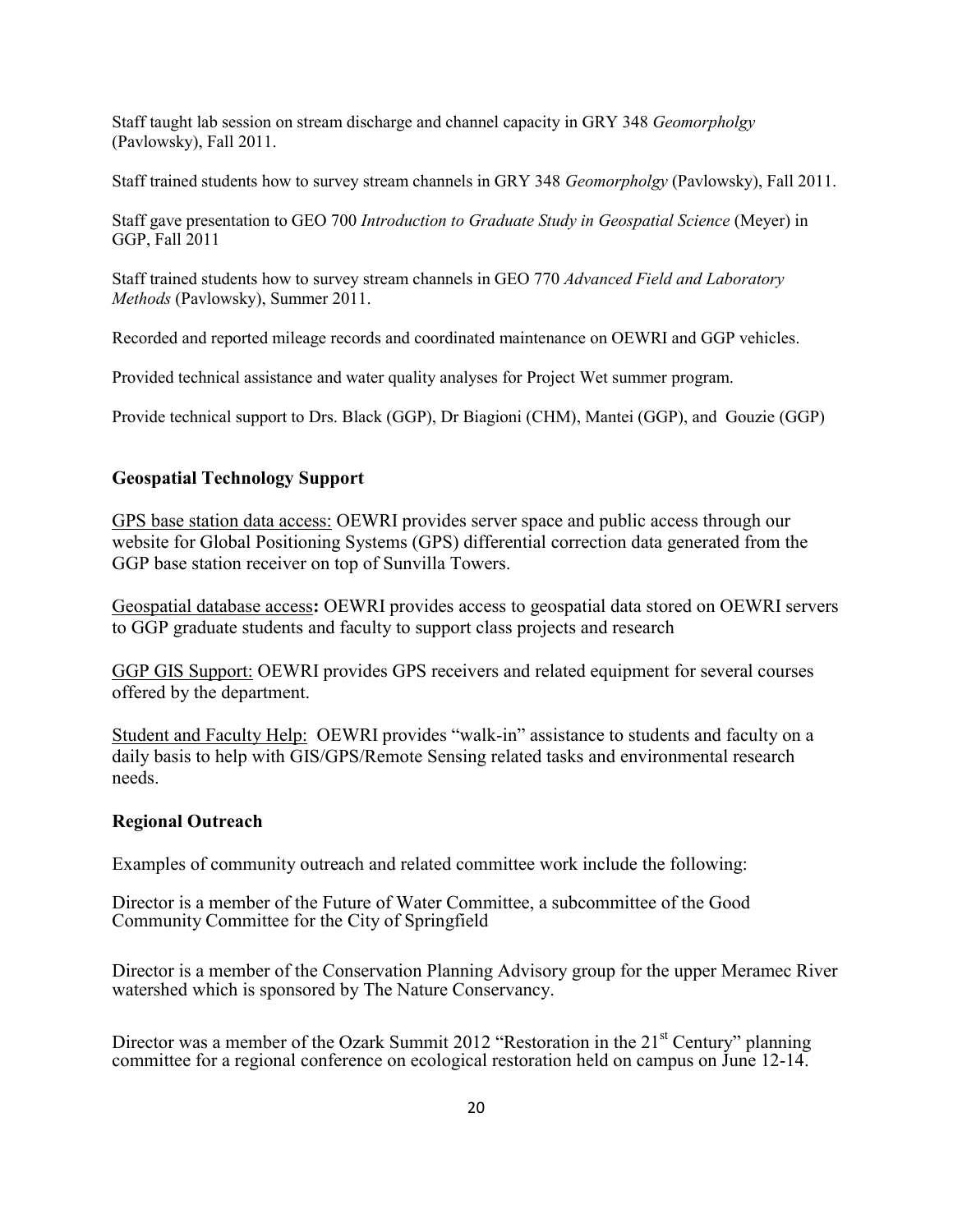Staff taught lab session on stream discharge and channel capacity in GRY 348 *Geomorpholgy* (Pavlowsky), Fall 2011.

Staff trained students how to survey stream channels in GRY 348 *Geomorpholgy* (Pavlowsky), Fall 2011.

Staff gave presentation to GEO 700 *Introduction to Graduate Study in Geospatial Science* (Meyer) in GGP, Fall 2011

Staff trained students how to survey stream channels in GEO 770 *Advanced Field and Laboratory Methods* (Pavlowsky), Summer 2011.

Recorded and reported mileage records and coordinated maintenance on OEWRI and GGP vehicles.

Provided technical assistance and water quality analyses for Project Wet summer program.

Provide technical support to Drs. Black (GGP), Dr Biagioni (CHM), Mantei (GGP), and Gouzie (GGP)

### Geospatial Technology Support

GPS base station data access: OEWRI provides server space and public access through our website for Global Positioning Systems (GPS) differential correction data generated from the GGP base station receiver on top of Sunvilla Towers.

Geospatial database access**:** OEWRI provides access to geospatial data stored on OEWRI servers to GGP graduate students and faculty to support class projects and research

GGP GIS Support: OEWRI provides GPS receivers and related equipment for several courses offered by the department.

Student and Faculty Help: OEWRI provides "walk-in" assistance to students and faculty on a daily basis to help with GIS/GPS/Remote Sensing related tasks and environmental research needs.

### Regional Outreach

Examples of community outreach and related committee work include the following:

Director is a member of the Future of Water Committee, a subcommittee of the Good Community Committee for the City of Springfield

Director is a member of the Conservation Planning Advisory group for the upper Meramec River watershed which is sponsored by The Nature Conservancy.

Director was a member of the Ozark Summit 2012 "Restoration in the 21st Century" planning committee for a regional conference on ecological restoration held on campus on June 12-14.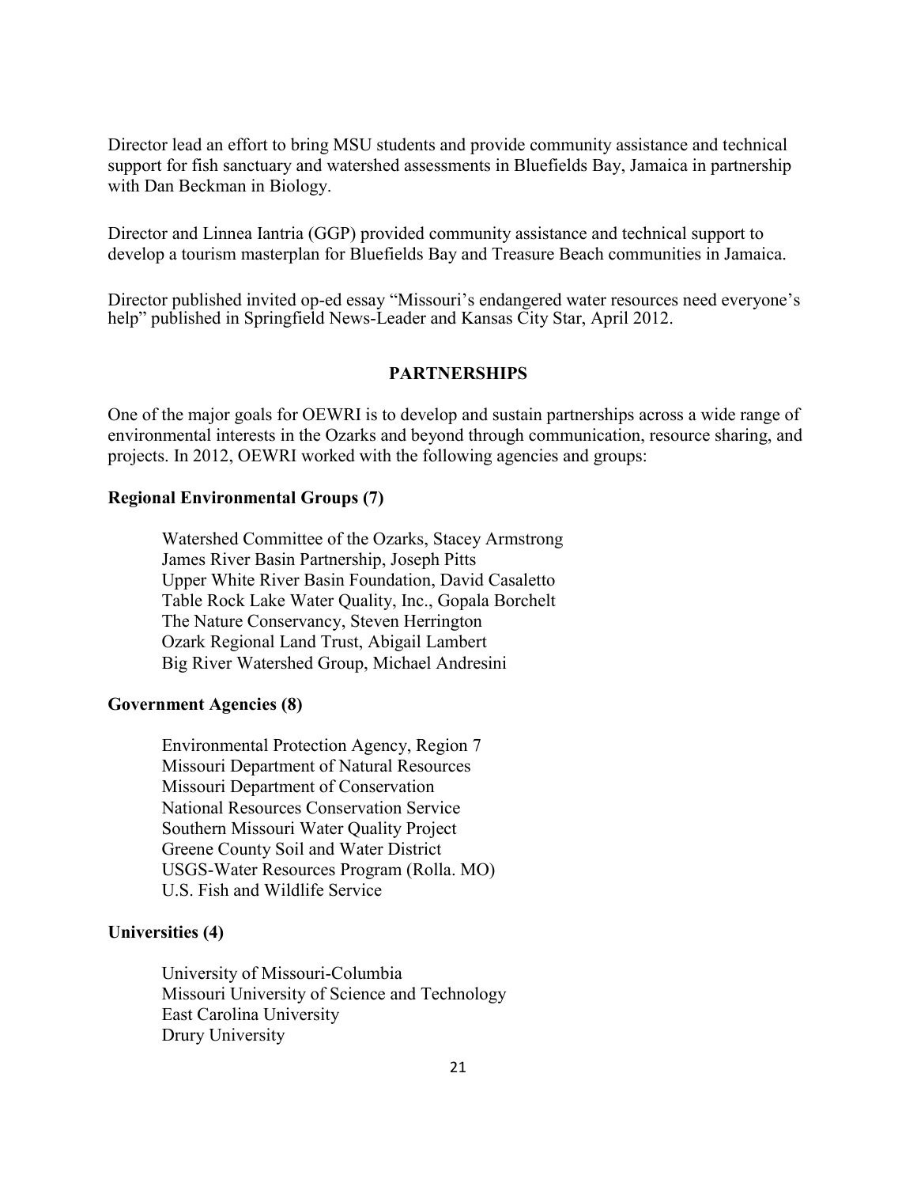Director lead an effort to bring MSU students and provide community assistance and technical support for fish sanctuary and watershed assessments in Bluefields Bay, Jamaica in partnership with Dan Beckman in Biology.

Director and Linnea Iantria (GGP) provided community assistance and technical support to develop a tourism masterplan for Bluefields Bay and Treasure Beach communities in Jamaica.

Director published invited op-ed essay "Missouri's endangered water resources need everyone's help" published in Springfield News-Leader and Kansas City Star, April 2012.

## PARTNERSHIPS

One of the major goals for OEWRI is to develop and sustain partnerships across a wide range of environmental interests in the Ozarks and beyond through communication, resource sharing, and projects. In 2012, OEWRI worked with the following agencies and groups:

**Regional Environmental Groups (7)**

Watershed Committee of the Ozarks, Stacey Armstrong
James River Basin Partnership, Joseph Pitts
Upper White River Basin Foundation, David Casaletto
Table Rock Lake Water Quality, Inc., Gopala Borchelt
The Nature Conservancy, Steven Herrington
Ozark Regional Land Trust, Abigail Lambert
Big River Watershed Group, Michael Andresini

**Government Agencies (8)**

Environmental Protection Agency, Region 7
Missouri Department of Natural Resources
Missouri Department of Conservation
National Resources Conservation Service
Southern Missouri Water Quality Project
Greene County Soil and Water District
USGS-Water Resources Program (Rolla. MO)
U.S. Fish and Wildlife Service

**Universities (4)**

University of Missouri-Columbia
Missouri University of Science and Technology
East Carolina University
Drury University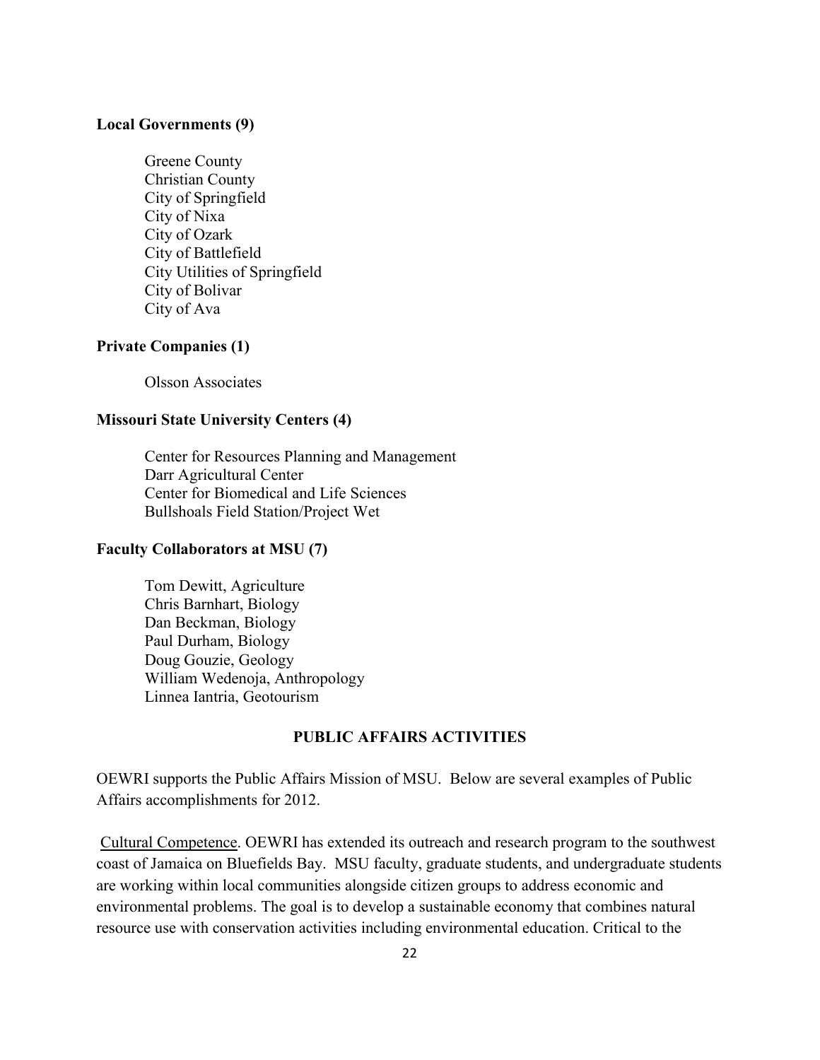**Local Governments (9)**

Greene County
Christian County
City of Springfield
City of Nixa
City of Ozark
City of Battlefield
City Utilities of Springfield
City of Bolivar
City of Ava

**Private Companies (1)**

Olsson Associates

**Missouri State University Centers (4)**

Center for Resources Planning and Management
Darr Agricultural Center
Center for Biomedical and Life Sciences
Bullshoals Field Station/Project Wet

**Faculty Collaborators at MSU (7)**

Tom Dewitt, Agriculture
Chris Barnhart, Biology
Dan Beckman, Biology
Paul Durham, Biology
Doug Gouzie, Geology
William Wedenoja, Anthropology
Linnea Iantria, Geotourism

## PUBLIC AFFAIRS ACTIVITIES

OEWRI supports the Public Affairs Mission of MSU. Below are several examples of Public Affairs accomplishments for 2012.

Cultural Competence. OEWRI has extended its outreach and research program to the southwest coast of Jamaica on Bluefields Bay. MSU faculty, graduate students, and undergraduate students are working within local communities alongside citizen groups to address economic and environmental problems. The goal is to develop a sustainable economy that combines natural resource use with conservation activities including environmental education. Critical to the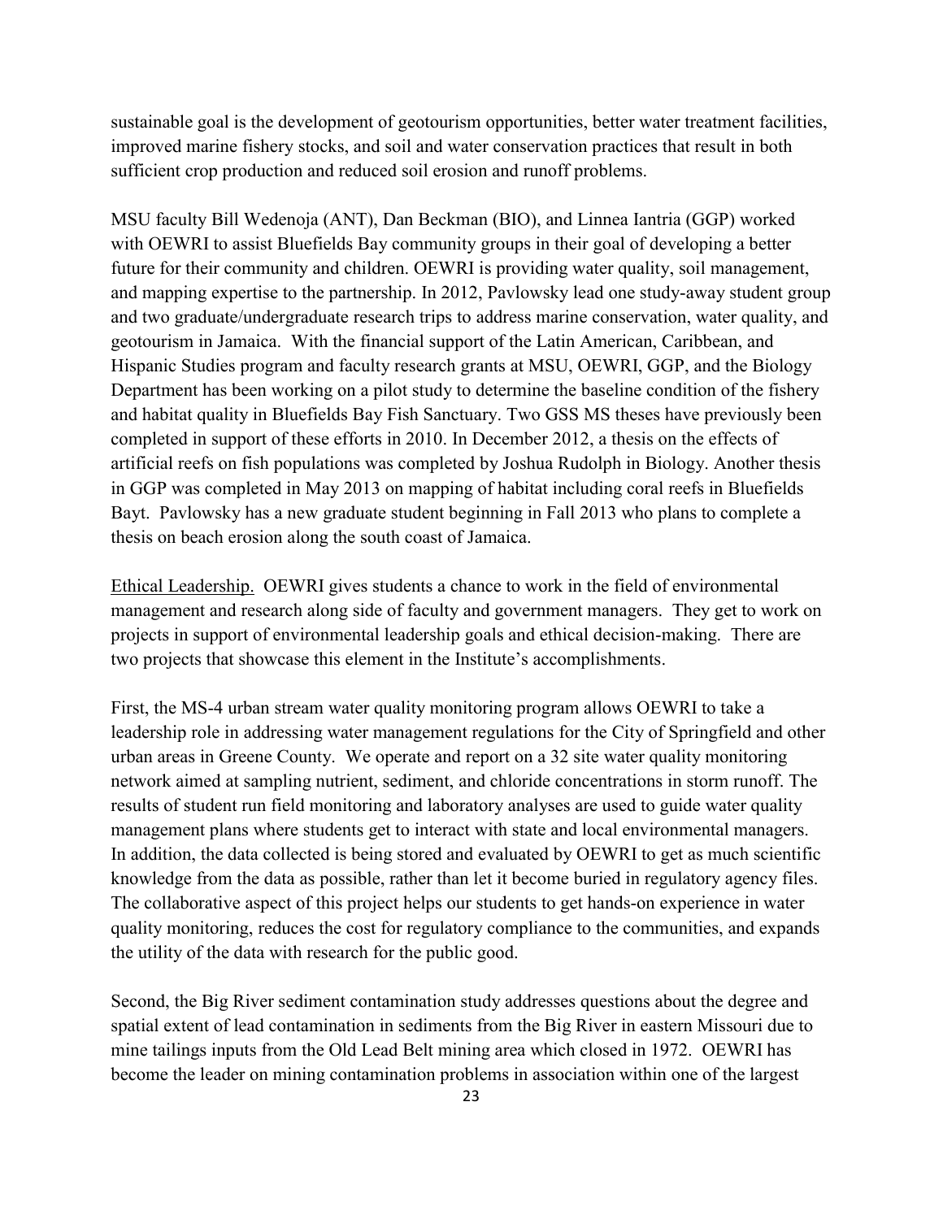sustainable goal is the development of geotourism opportunities, better water treatment facilities, improved marine fishery stocks, and soil and water conservation practices that result in both sufficient crop production and reduced soil erosion and runoff problems.

MSU faculty Bill Wedenoja (ANT), Dan Beckman (BIO), and Linnea Iantria (GGP) worked with OEWRI to assist Bluefields Bay community groups in their goal of developing a better future for their community and children. OEWRI is providing water quality, soil management, and mapping expertise to the partnership. In 2012, Pavlowsky lead one study-away student group and two graduate/undergraduate research trips to address marine conservation, water quality, and geotourism in Jamaica. With the financial support of the Latin American, Caribbean, and Hispanic Studies program and faculty research grants at MSU, OEWRI, GGP, and the Biology Department has been working on a pilot study to determine the baseline condition of the fishery and habitat quality in Bluefields Bay Fish Sanctuary. Two GSS MS theses have previously been completed in support of these efforts in 2010. In December 2012, a thesis on the effects of artificial reefs on fish populations was completed by Joshua Rudolph in Biology. Another thesis in GGP was completed in May 2013 on mapping of habitat including coral reefs in Bluefields Bayt. Pavlowsky has a new graduate student beginning in Fall 2013 who plans to complete a thesis on beach erosion along the south coast of Jamaica.

Ethical Leadership. OEWRI gives students a chance to work in the field of environmental management and research along side of faculty and government managers. They get to work on projects in support of environmental leadership goals and ethical decision-making. There are two projects that showcase this element in the Institute's accomplishments.

First, the MS-4 urban stream water quality monitoring program allows OEWRI to take a leadership role in addressing water management regulations for the City of Springfield and other urban areas in Greene County. We operate and report on a 32 site water quality monitoring network aimed at sampling nutrient, sediment, and chloride concentrations in storm runoff. The results of student run field monitoring and laboratory analyses are used to guide water quality management plans where students get to interact with state and local environmental managers. In addition, the data collected is being stored and evaluated by OEWRI to get as much scientific knowledge from the data as possible, rather than let it become buried in regulatory agency files. The collaborative aspect of this project helps our students to get hands-on experience in water quality monitoring, reduces the cost for regulatory compliance to the communities, and expands the utility of the data with research for the public good.

Second, the Big River sediment contamination study addresses questions about the degree and spatial extent of lead contamination in sediments from the Big River in eastern Missouri due to mine tailings inputs from the Old Lead Belt mining area which closed in 1972. OEWRI has become the leader on mining contamination problems in association within one of the largest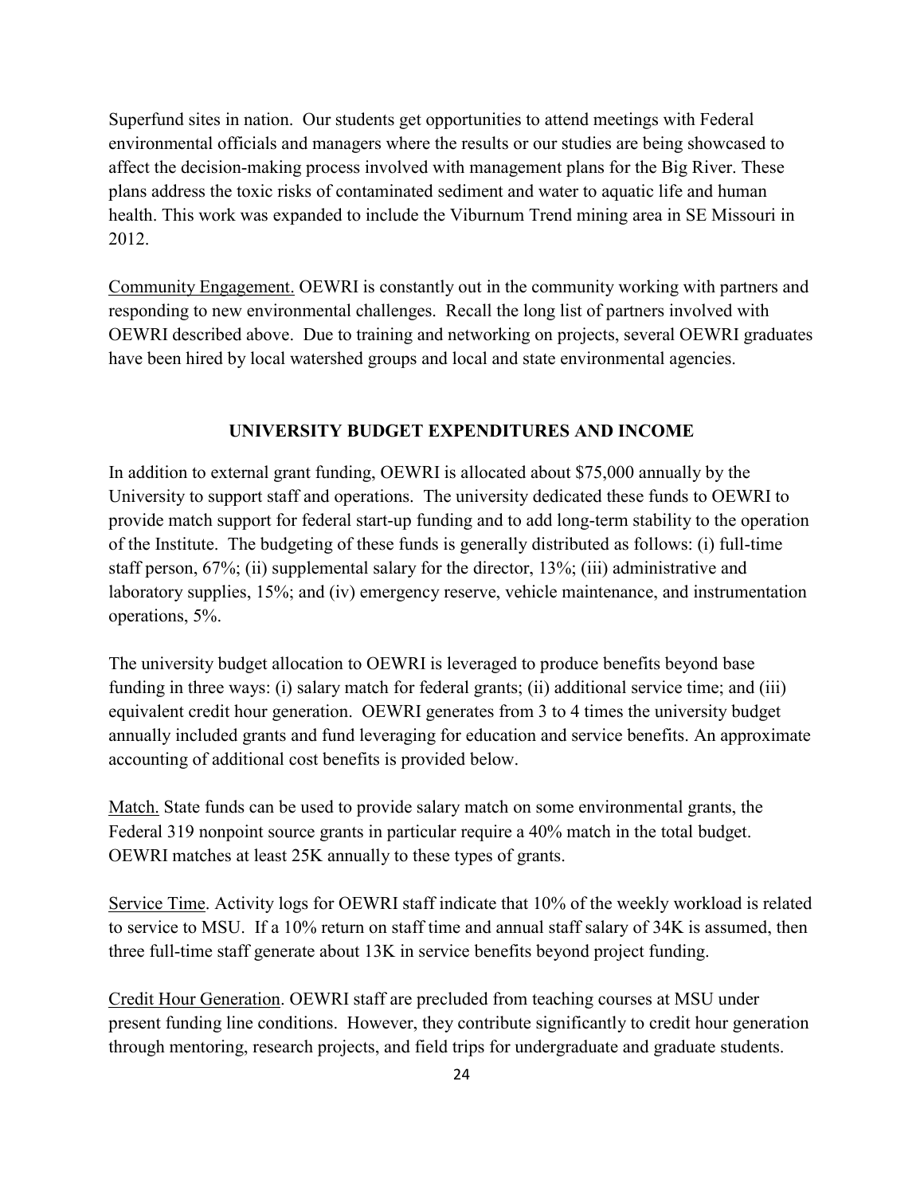Superfund sites in nation. Our students get opportunities to attend meetings with Federal environmental officials and managers where the results or our studies are being showcased to affect the decision-making process involved with management plans for the Big River. These plans address the toxic risks of contaminated sediment and water to aquatic life and human health. This work was expanded to include the Viburnum Trend mining area in SE Missouri in 2012.

<u>Community Engagement.</u> OEWRI is constantly out in the community working with partners and responding to new environmental challenges. Recall the long list of partners involved with OEWRI described above. Due to training and networking on projects, several OEWRI graduates have been hired by local watershed groups and local and state environmental agencies.

## UNIVERSITY BUDGET EXPENDITURES AND INCOME

In addition to external grant funding, OEWRI is allocated about $75,000 annually by the University to support staff and operations. The university dedicated these funds to OEWRI to provide match support for federal start-up funding and to add long-term stability to the operation of the Institute. The budgeting of these funds is generally distributed as follows: (i) full-time staff person, 67%; (ii) supplemental salary for the director, 13%; (iii) administrative and laboratory supplies, 15%; and (iv) emergency reserve, vehicle maintenance, and instrumentation operations, 5%.

The university budget allocation to OEWRI is leveraged to produce benefits beyond base funding in three ways: (i) salary match for federal grants; (ii) additional service time; and (iii) equivalent credit hour generation. OEWRI generates from 3 to 4 times the university budget annually included grants and fund leveraging for education and service benefits. An approximate accounting of additional cost benefits is provided below.

<u>Match.</u> State funds can be used to provide salary match on some environmental grants, the Federal 319 nonpoint source grants in particular require a 40% match in the total budget. OEWRI matches at least 25K annually to these types of grants.

<u>Service Time</u>. Activity logs for OEWRI staff indicate that 10% of the weekly workload is related to service to MSU. If a 10% return on staff time and annual staff salary of 34K is assumed, then three full-time staff generate about 13K in service benefits beyond project funding.

<u>Credit Hour Generation</u>. OEWRI staff are precluded from teaching courses at MSU under present funding line conditions. However, they contribute significantly to credit hour generation through mentoring, research projects, and field trips for undergraduate and graduate students.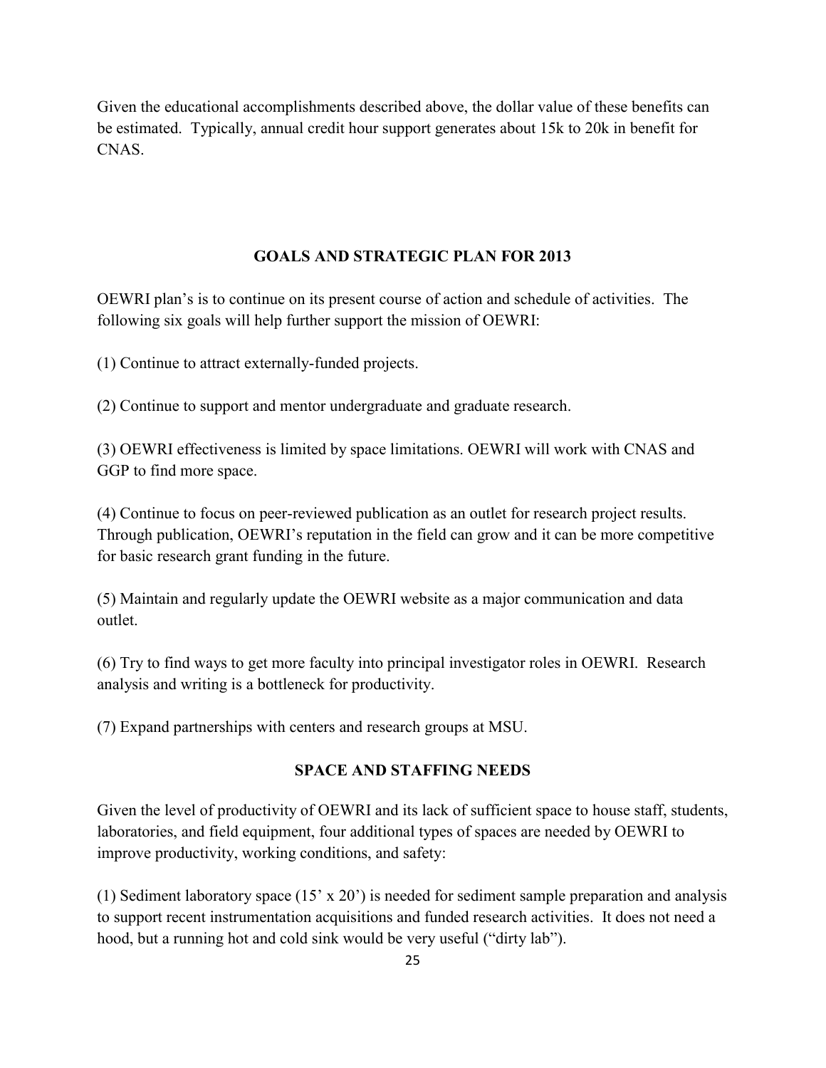Given the educational accomplishments described above, the dollar value of these benefits can be estimated. Typically, annual credit hour support generates about 15k to 20k in benefit for CNAS.

## GOALS AND STRATEGIC PLAN FOR 2013

OEWRI plan's is to continue on its present course of action and schedule of activities. The following six goals will help further support the mission of OEWRI:

(1) Continue to attract externally-funded projects.

(2) Continue to support and mentor undergraduate and graduate research.

(3) OEWRI effectiveness is limited by space limitations. OEWRI will work with CNAS and GGP to find more space.

(4) Continue to focus on peer-reviewed publication as an outlet for research project results. Through publication, OEWRI's reputation in the field can grow and it can be more competitive for basic research grant funding in the future.

(5) Maintain and regularly update the OEWRI website as a major communication and data outlet.

(6) Try to find ways to get more faculty into principal investigator roles in OEWRI. Research analysis and writing is a bottleneck for productivity.

(7) Expand partnerships with centers and research groups at MSU.

## SPACE AND STAFFING NEEDS

Given the level of productivity of OEWRI and its lack of sufficient space to house staff, students, laboratories, and field equipment, four additional types of spaces are needed by OEWRI to improve productivity, working conditions, and safety:

(1) Sediment laboratory space (15' x 20') is needed for sediment sample preparation and analysis to support recent instrumentation acquisitions and funded research activities. It does not need a hood, but a running hot and cold sink would be very useful ("dirty lab").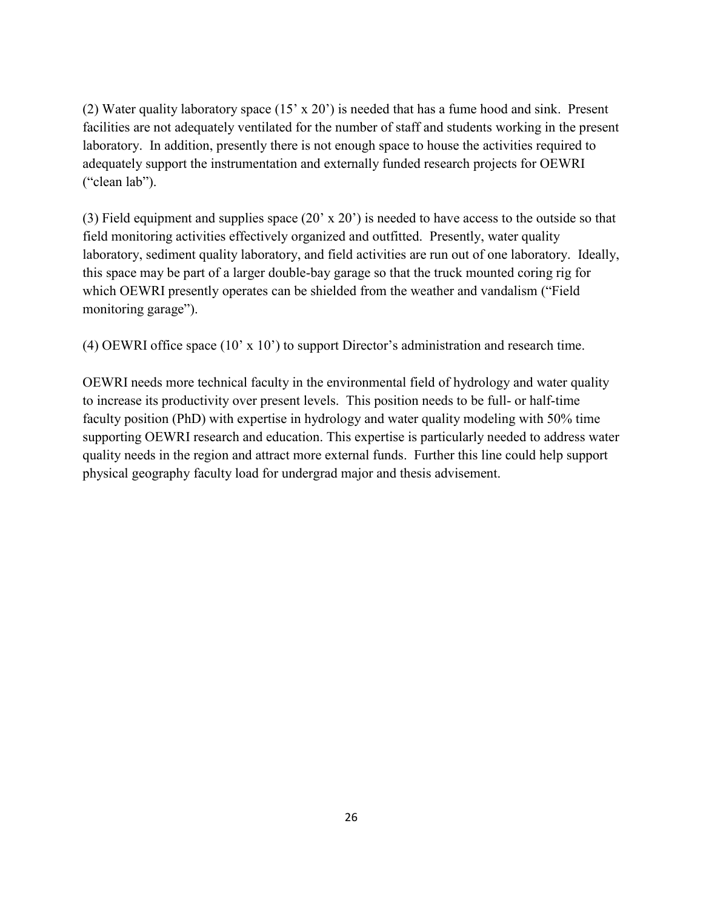(2) Water quality laboratory space (15' x 20') is needed that has a fume hood and sink. Present facilities are not adequately ventilated for the number of staff and students working in the present laboratory. In addition, presently there is not enough space to house the activities required to adequately support the instrumentation and externally funded research projects for OEWRI ("clean lab").

(3) Field equipment and supplies space (20' x 20') is needed to have access to the outside so that field monitoring activities effectively organized and outfitted. Presently, water quality laboratory, sediment quality laboratory, and field activities are run out of one laboratory. Ideally, this space may be part of a larger double-bay garage so that the truck mounted coring rig for which OEWRI presently operates can be shielded from the weather and vandalism ("Field monitoring garage").

(4) OEWRI office space (10' x 10') to support Director's administration and research time.

OEWRI needs more technical faculty in the environmental field of hydrology and water quality to increase its productivity over present levels. This position needs to be full- or half-time faculty position (PhD) with expertise in hydrology and water quality modeling with 50% time supporting OEWRI research and education. This expertise is particularly needed to address water quality needs in the region and attract more external funds. Further this line could help support physical geography faculty load for undergrad major and thesis advisement.